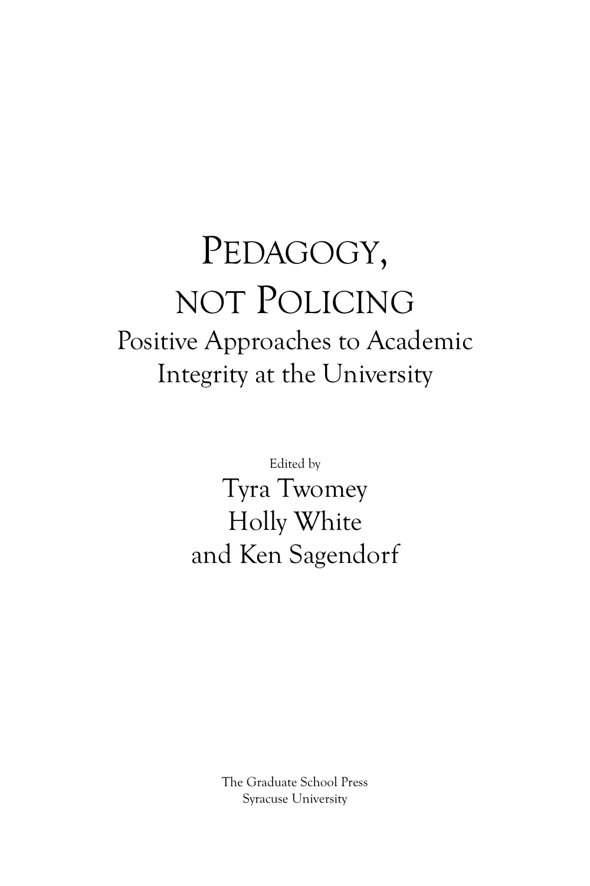# PEDAGOGY, NOT POLICING

## Positive Approaches to Academic Integrity at the University

Edited by

Tyra Twomey
Holly White
and Ken Sagendorf

The Graduate School Press
Syracuse University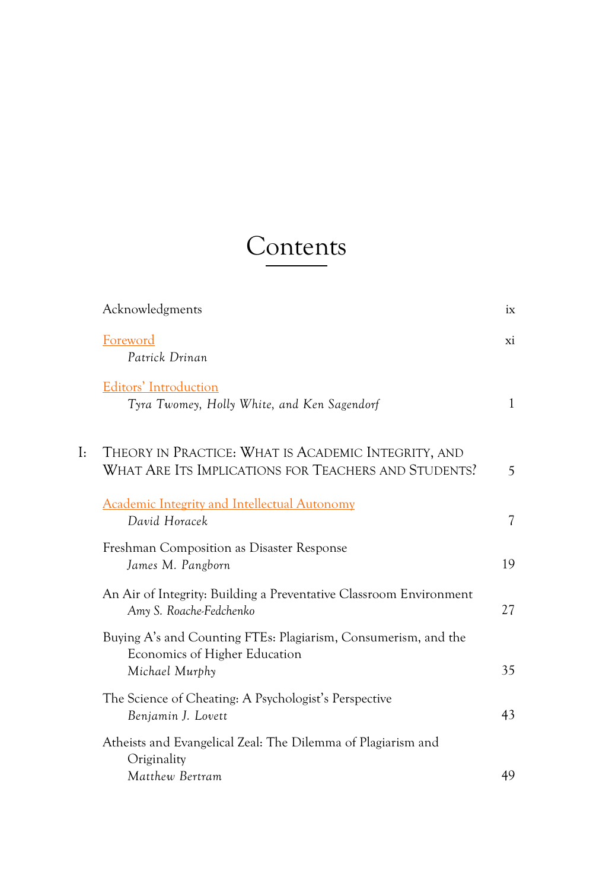# Contents

Acknowledgments ix

Foreword xi
*Patrick Drinan*

Editors' Introduction 1
*Tyra Twomey, Holly White, and Ken Sagendorf*

## I: Theory in Practice: What is Academic Integrity, and What Are Its Implications for Teachers and Students? 5

Academic Integrity and Intellectual Autonomy 7
*David Horacek*

Freshman Composition as Disaster Response 19
*James M. Pangborn*

An Air of Integrity: Building a Preventative Classroom Environment 27
*Amy S. Roache-Fedchenko*

Buying A's and Counting FTEs: Plagiarism, Consumerism, and the Economics of Higher Education 35
*Michael Murphy*

The Science of Cheating: A Psychologist's Perspective 43
*Benjamin J. Lovett*

Atheists and Evangelical Zeal: The Dilemma of Plagiarism and Originality 49
*Matthew Bertram*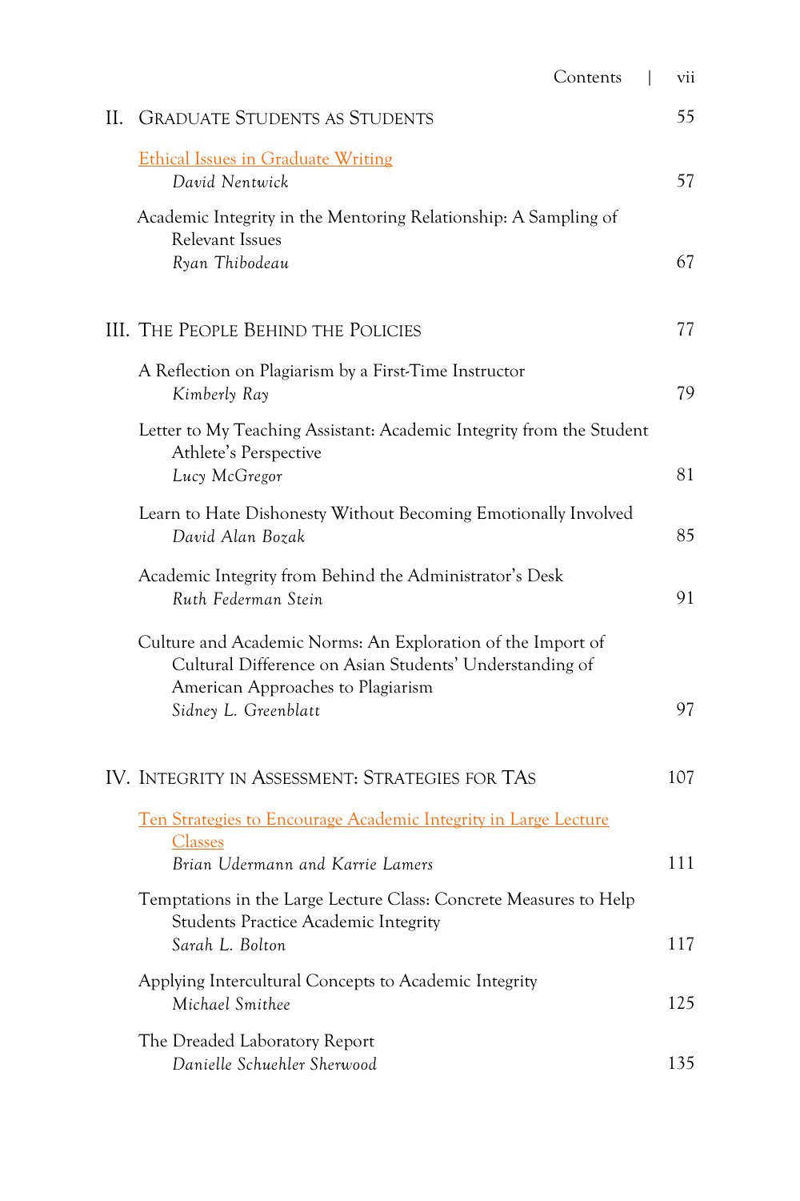II. Graduate Students as Students 55

Ethical Issues in Graduate Writing
*David Nentwick* 57

Academic Integrity in the Mentoring Relationship: A Sampling of Relevant Issues
*Ryan Thibodeau* 67

III. The People Behind the Policies 77

A Reflection on Plagiarism by a First-Time Instructor
*Kimberly Ray* 79

Letter to My Teaching Assistant: Academic Integrity from the Student Athlete's Perspective
*Lucy McGregor* 81

Learn to Hate Dishonesty Without Becoming Emotionally Involved
*David Alan Bozak* 85

Academic Integrity from Behind the Administrator's Desk
*Ruth Federman Stein* 91

Culture and Academic Norms: An Exploration of the Import of Cultural Difference on Asian Students' Understanding of American Approaches to Plagiarism
*Sidney L. Greenblatt* 97

IV. Integrity in Assessment: Strategies for TAs 107

Ten Strategies to Encourage Academic Integrity in Large Lecture Classes
*Brian Udermann and Karrie Lamers* 111

Temptations in the Large Lecture Class: Concrete Measures to Help Students Practice Academic Integrity
*Sarah L. Bolton* 117

Applying Intercultural Concepts to Academic Integrity
*Michael Smithee* 125

The Dreaded Laboratory Report
*Danielle Schuehler Sherwood* 135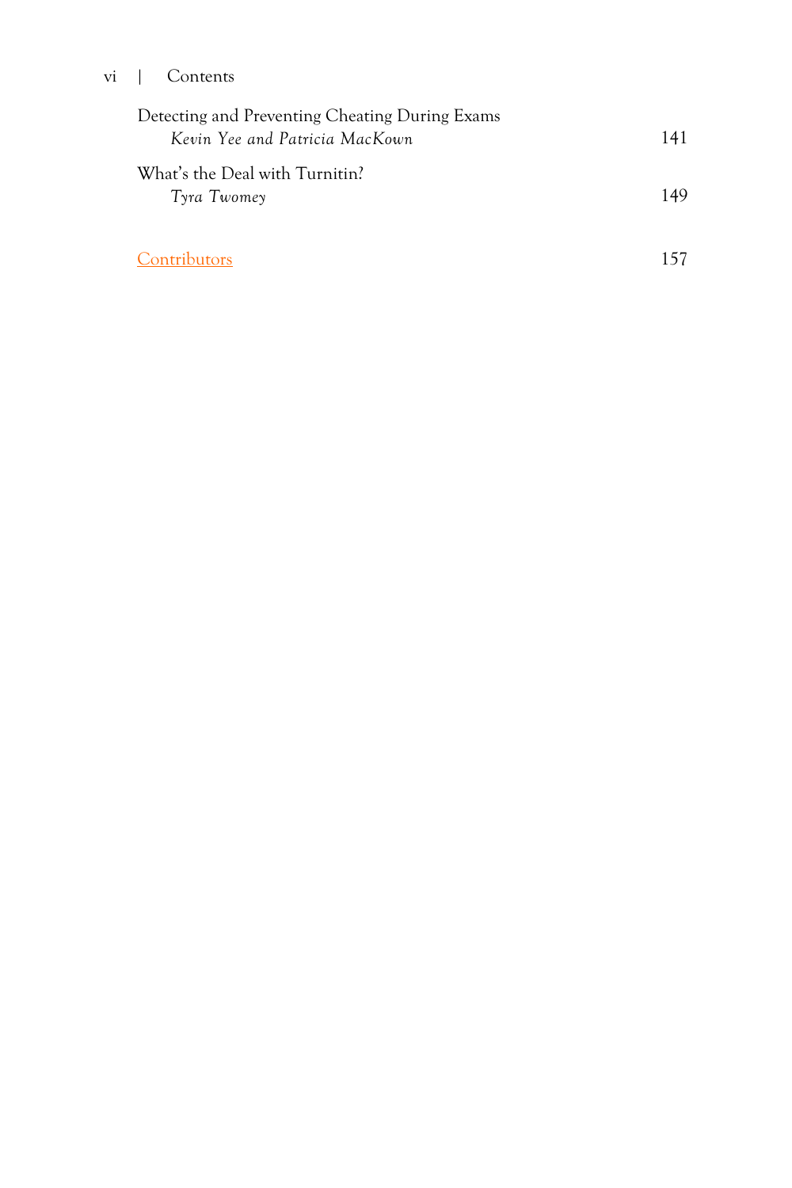Detecting and Preventing Cheating During Exams
*Kevin Yee and Patricia MacKown* 141

What's the Deal with Turnitin?
*Tyra Twomey* 149

Contributors 157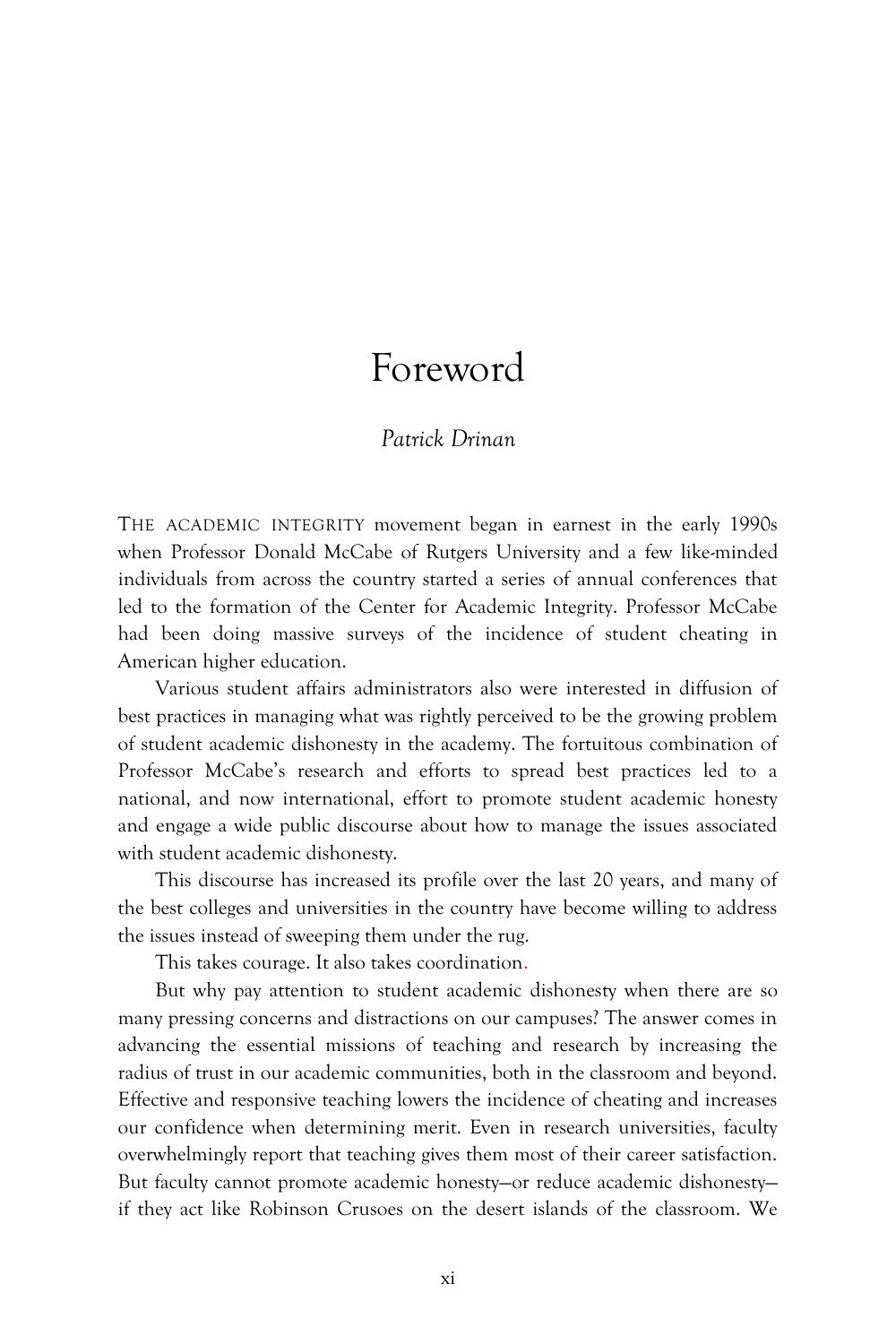# Foreword

*Patrick Drinan*

THE ACADEMIC INTEGRITY movement began in earnest in the early 1990s when Professor Donald McCabe of Rutgers University and a few like-minded individuals from across the country started a series of annual conferences that led to the formation of the Center for Academic Integrity. Professor McCabe had been doing massive surveys of the incidence of student cheating in American higher education.

Various student affairs administrators also were interested in diffusion of best practices in managing what was rightly perceived to be the growing problem of student academic dishonesty in the academy. The fortuitous combination of Professor McCabe's research and efforts to spread best practices led to a national, and now international, effort to promote student academic honesty and engage a wide public discourse about how to manage the issues associated with student academic dishonesty.

This discourse has increased its profile over the last 20 years, and many of the best colleges and universities in the country have become willing to address the issues instead of sweeping them under the rug.

This takes courage. It also takes coordination.

But why pay attention to student academic dishonesty when there are so many pressing concerns and distractions on our campuses? The answer comes in advancing the essential missions of teaching and research by increasing the radius of trust in our academic communities, both in the classroom and beyond. Effective and responsive teaching lowers the incidence of cheating and increases our confidence when determining merit. Even in research universities, faculty overwhelmingly report that teaching gives them most of their career satisfaction. But faculty cannot promote academic honesty—or reduce academic dishonesty—if they act like Robinson Crusoes on the desert islands of the classroom. We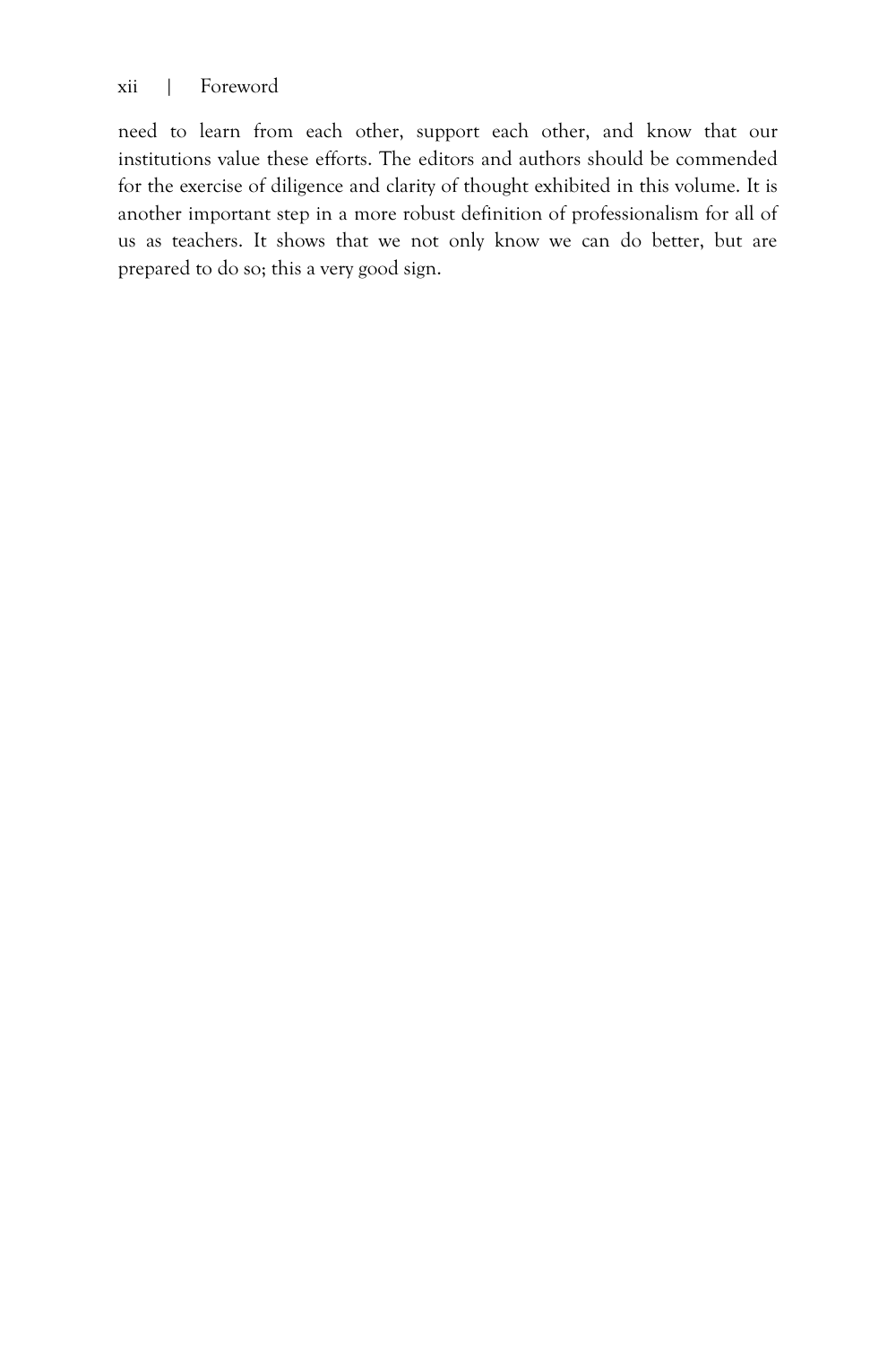need to learn from each other, support each other, and know that our institutions value these efforts. The editors and authors should be commended for the exercise of diligence and clarity of thought exhibited in this volume. It is another important step in a more robust definition of professionalism for all of us as teachers. It shows that we not only know we can do better, but are prepared to do so; this a very good sign.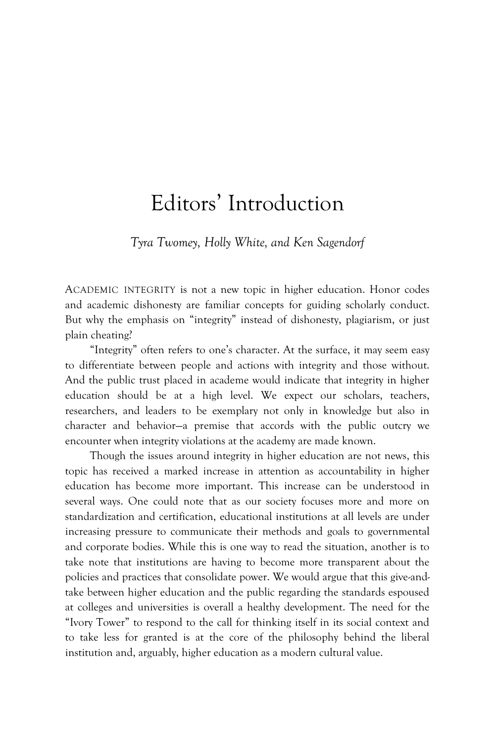# Editors' Introduction

*Tyra Twomey, Holly White, and Ken Sagendorf*

ACADEMIC INTEGRITY is not a new topic in higher education. Honor codes and academic dishonesty are familiar concepts for guiding scholarly conduct. But why the emphasis on "integrity" instead of dishonesty, plagiarism, or just plain cheating?

"Integrity" often refers to one's character. At the surface, it may seem easy to differentiate between people and actions with integrity and those without. And the public trust placed in academe would indicate that integrity in higher education should be at a high level. We expect our scholars, teachers, researchers, and leaders to be exemplary not only in knowledge but also in character and behavior—a premise that accords with the public outcry we encounter when integrity violations at the academy are made known.

Though the issues around integrity in higher education are not news, this topic has received a marked increase in attention as accountability in higher education has become more important. This increase can be understood in several ways. One could note that as our society focuses more and more on standardization and certification, educational institutions at all levels are under increasing pressure to communicate their methods and goals to governmental and corporate bodies. While this is one way to read the situation, another is to take note that institutions are having to become more transparent about the policies and practices that consolidate power. We would argue that this give-and-take between higher education and the public regarding the standards espoused at colleges and universities is overall a healthy development. The need for the "Ivory Tower" to respond to the call for thinking itself in its social context and to take less for granted is at the core of the philosophy behind the liberal institution and, arguably, higher education as a modern cultural value.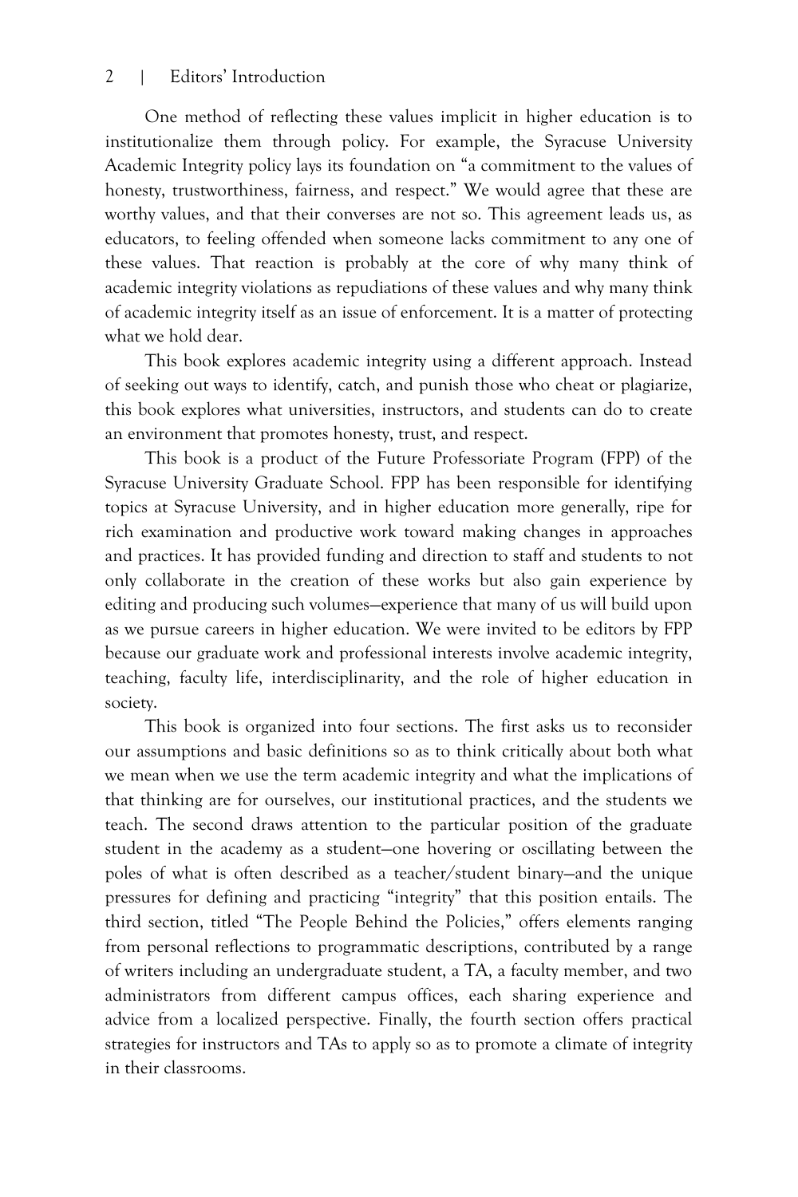One method of reflecting these values implicit in higher education is to institutionalize them through policy. For example, the Syracuse University Academic Integrity policy lays its foundation on "a commitment to the values of honesty, trustworthiness, fairness, and respect." We would agree that these are worthy values, and that their converses are not so. This agreement leads us, as educators, to feeling offended when someone lacks commitment to any one of these values. That reaction is probably at the core of why many think of academic integrity violations as repudiations of these values and why many think of academic integrity itself as an issue of enforcement. It is a matter of protecting what we hold dear.

This book explores academic integrity using a different approach. Instead of seeking out ways to identify, catch, and punish those who cheat or plagiarize, this book explores what universities, instructors, and students can do to create an environment that promotes honesty, trust, and respect.

This book is a product of the Future Professoriate Program (FPP) of the Syracuse University Graduate School. FPP has been responsible for identifying topics at Syracuse University, and in higher education more generally, ripe for rich examination and productive work toward making changes in approaches and practices. It has provided funding and direction to staff and students to not only collaborate in the creation of these works but also gain experience by editing and producing such volumes—experience that many of us will build upon as we pursue careers in higher education. We were invited to be editors by FPP because our graduate work and professional interests involve academic integrity, teaching, faculty life, interdisciplinarity, and the role of higher education in society.

This book is organized into four sections. The first asks us to reconsider our assumptions and basic definitions so as to think critically about both what we mean when we use the term academic integrity and what the implications of that thinking are for ourselves, our institutional practices, and the students we teach. The second draws attention to the particular position of the graduate student in the academy as a student—one hovering or oscillating between the poles of what is often described as a teacher/student binary—and the unique pressures for defining and practicing "integrity" that this position entails. The third section, titled "The People Behind the Policies," offers elements ranging from personal reflections to programmatic descriptions, contributed by a range of writers including an undergraduate student, a TA, a faculty member, and two administrators from different campus offices, each sharing experience and advice from a localized perspective. Finally, the fourth section offers practical strategies for instructors and TAs to apply so as to promote a climate of integrity in their classrooms.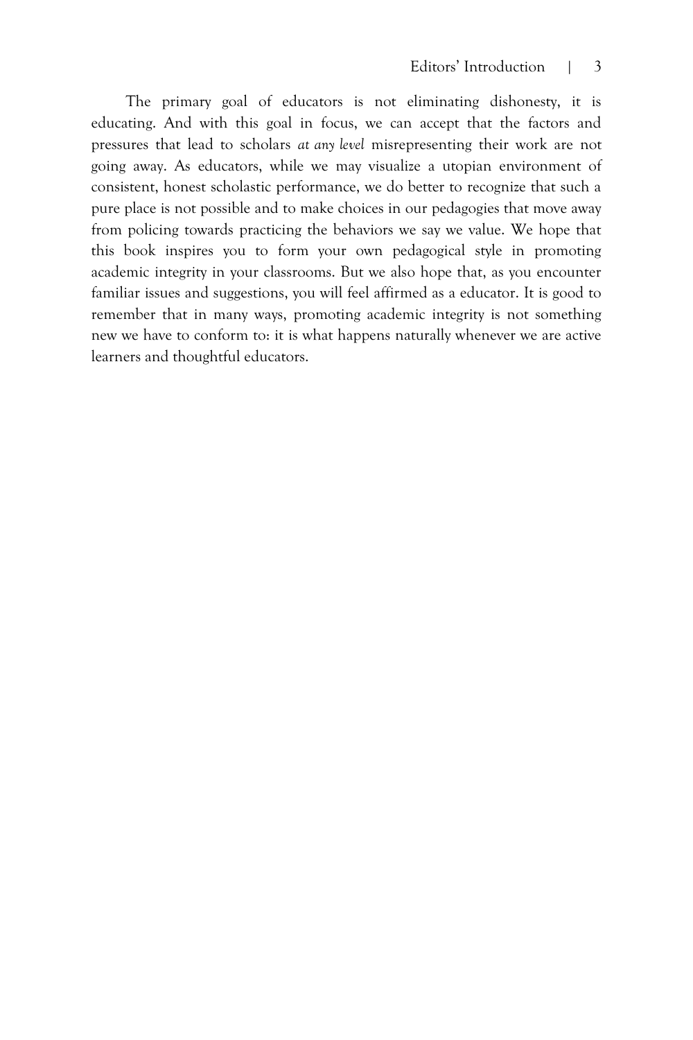The primary goal of educators is not eliminating dishonesty, it is educating. And with this goal in focus, we can accept that the factors and pressures that lead to scholars *at any level* misrepresenting their work are not going away. As educators, while we may visualize a utopian environment of consistent, honest scholastic performance, we do better to recognize that such a pure place is not possible and to make choices in our pedagogies that move away from policing towards practicing the behaviors we say we value. We hope that this book inspires you to form your own pedagogical style in promoting academic integrity in your classrooms. But we also hope that, as you encounter familiar issues and suggestions, you will feel affirmed as a educator. It is good to remember that in many ways, promoting academic integrity is not something new we have to conform to: it is what happens naturally whenever we are active learners and thoughtful educators.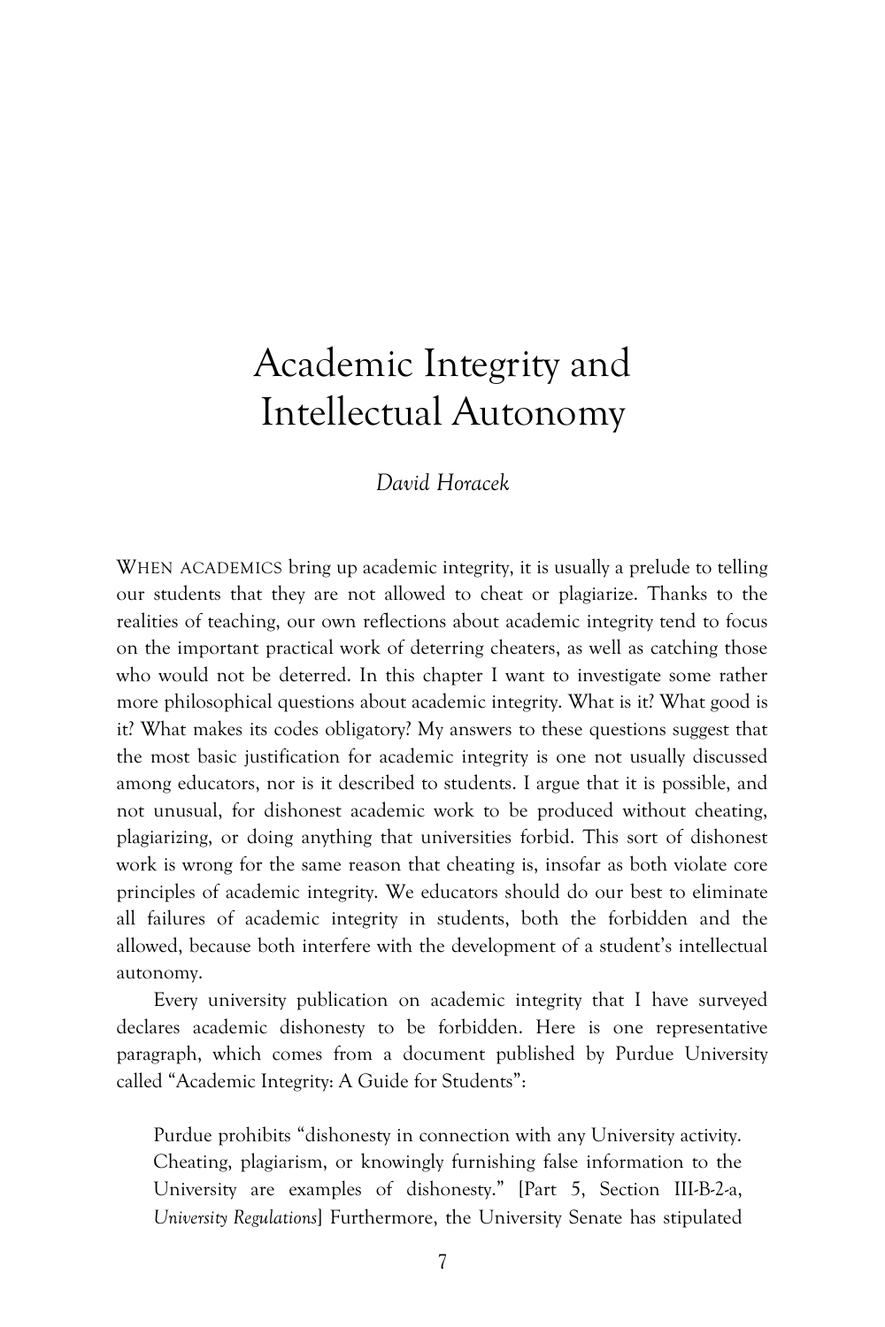# Academic Integrity and Intellectual Autonomy

*David Horacek*

WHEN ACADEMICS bring up academic integrity, it is usually a prelude to telling our students that they are not allowed to cheat or plagiarize. Thanks to the realities of teaching, our own reflections about academic integrity tend to focus on the important practical work of deterring cheaters, as well as catching those who would not be deterred. In this chapter I want to investigate some rather more philosophical questions about academic integrity. What is it? What good is it? What makes its codes obligatory? My answers to these questions suggest that the most basic justification for academic integrity is one not usually discussed among educators, nor is it described to students. I argue that it is possible, and not unusual, for dishonest academic work to be produced without cheating, plagiarizing, or doing anything that universities forbid. This sort of dishonest work is wrong for the same reason that cheating is, insofar as both violate core principles of academic integrity. We educators should do our best to eliminate all failures of academic integrity in students, both the forbidden and the allowed, because both interfere with the development of a student's intellectual autonomy.

Every university publication on academic integrity that I have surveyed declares academic dishonesty to be forbidden. Here is one representative paragraph, which comes from a document published by Purdue University called "Academic Integrity: A Guide for Students":

> Purdue prohibits "dishonesty in connection with any University activity. Cheating, plagiarism, or knowingly furnishing false information to the University are examples of dishonesty." [Part 5, Section III-B-2-a, *University Regulations*] Furthermore, the University Senate has stipulated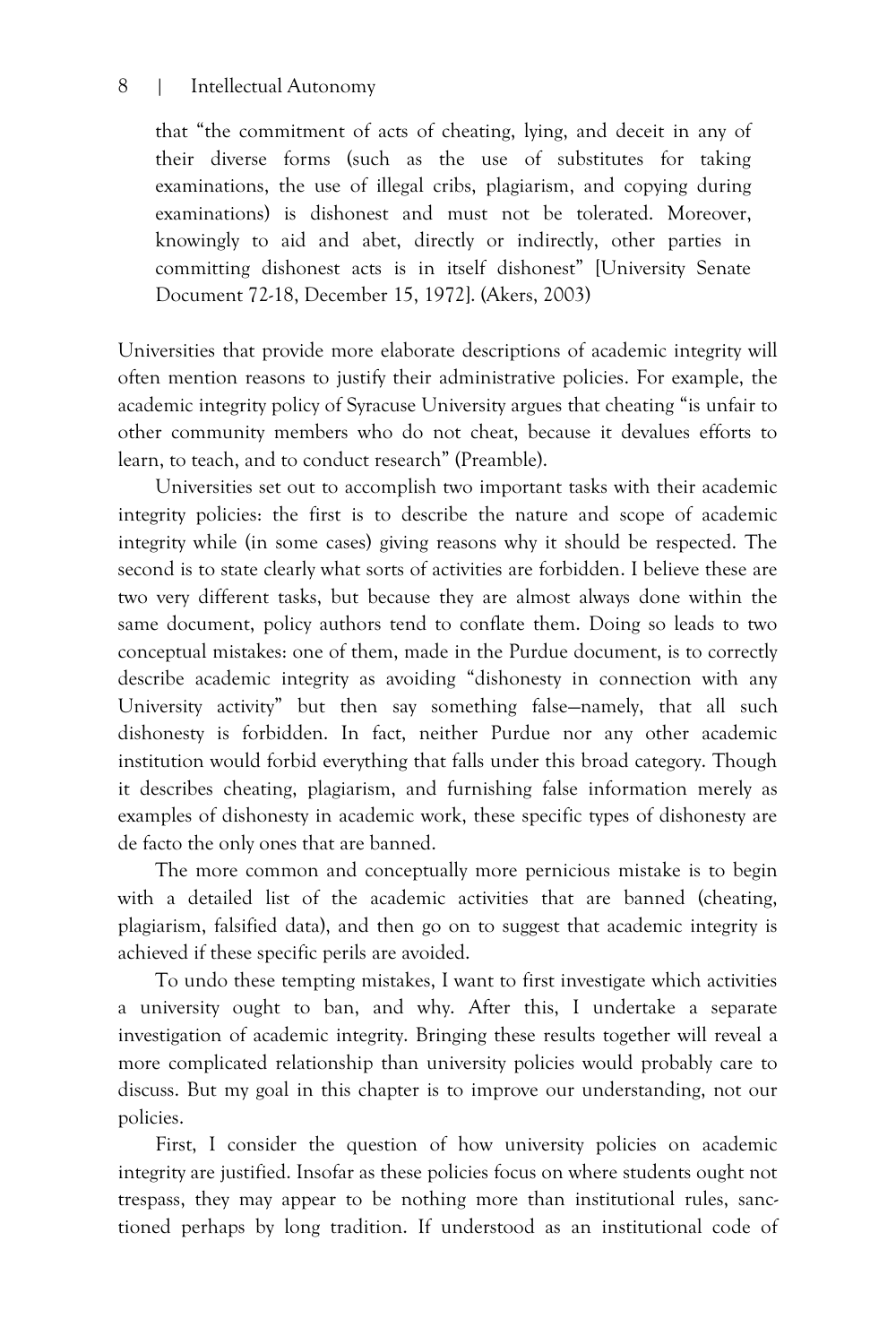> that "the commitment of acts of cheating, lying, and deceit in any of their diverse forms (such as the use of substitutes for taking examinations, the use of illegal cribs, plagiarism, and copying during examinations) is dishonest and must not be tolerated. Moreover, knowingly to aid and abet, directly or indirectly, other parties in committing dishonest acts is in itself dishonest" [University Senate Document 72-18, December 15, 1972]. (Akers, 2003)

Universities that provide more elaborate descriptions of academic integrity will often mention reasons to justify their administrative policies. For example, the academic integrity policy of Syracuse University argues that cheating "is unfair to other community members who do not cheat, because it devalues efforts to learn, to teach, and to conduct research" (Preamble).

Universities set out to accomplish two important tasks with their academic integrity policies: the first is to describe the nature and scope of academic integrity while (in some cases) giving reasons why it should be respected. The second is to state clearly what sorts of activities are forbidden. I believe these are two very different tasks, but because they are almost always done within the same document, policy authors tend to conflate them. Doing so leads to two conceptual mistakes: one of them, made in the Purdue document, is to correctly describe academic integrity as avoiding "dishonesty in connection with any University activity" but then say something false—namely, that all such dishonesty is forbidden. In fact, neither Purdue nor any other academic institution would forbid everything that falls under this broad category. Though it describes cheating, plagiarism, and furnishing false information merely as examples of dishonesty in academic work, these specific types of dishonesty are de facto the only ones that are banned.

The more common and conceptually more pernicious mistake is to begin with a detailed list of the academic activities that are banned (cheating, plagiarism, falsified data), and then go on to suggest that academic integrity is achieved if these specific perils are avoided.

To undo these tempting mistakes, I want to first investigate which activities a university ought to ban, and why. After this, I undertake a separate investigation of academic integrity. Bringing these results together will reveal a more complicated relationship than university policies would probably care to discuss. But my goal in this chapter is to improve our understanding, not our policies.

First, I consider the question of how university policies on academic integrity are justified. Insofar as these policies focus on where students ought not trespass, they may appear to be nothing more than institutional rules, sanctioned perhaps by long tradition. If understood as an institutional code of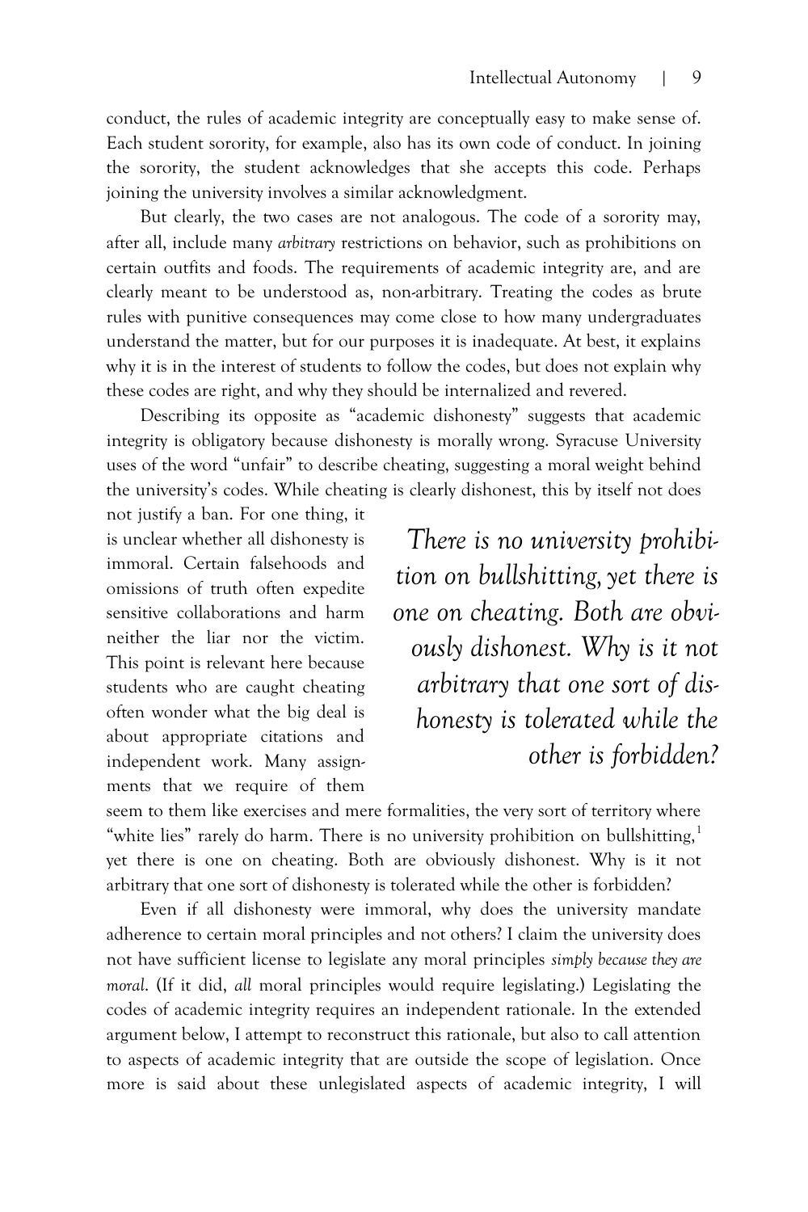conduct, the rules of academic integrity are conceptually easy to make sense of. Each student sorority, for example, also has its own code of conduct. In joining the sorority, the student acknowledges that she accepts this code. Perhaps joining the university involves a similar acknowledgment.

But clearly, the two cases are not analogous. The code of a sorority may, after all, include many *arbitrary* restrictions on behavior, such as prohibitions on certain outfits and foods. The requirements of academic integrity are, and are clearly meant to be understood as, non-arbitrary. Treating the codes as brute rules with punitive consequences may come close to how many undergraduates understand the matter, but for our purposes it is inadequate. At best, it explains why it is in the interest of students to follow the codes, but does not explain why these codes are right, and why they should be internalized and revered.

Describing its opposite as "academic dishonesty" suggests that academic integrity is obligatory because dishonesty is morally wrong. Syracuse University uses of the word "unfair" to describe cheating, suggesting a moral weight behind the university's codes. While cheating is clearly dishonest, this by itself not does not justify a ban. For one thing, it is unclear whether all dishonesty is immoral. Certain falsehoods and omissions of truth often expedite sensitive collaborations and harm neither the liar nor the victim. This point is relevant here because students who are caught cheating often wonder what the big deal is about appropriate citations and independent work. Many assignments that we require of them seem to them like exercises and mere formalities, the very sort of territory where "white lies" rarely do harm. There is no university prohibition on bullshitting,[1] yet there is one on cheating. Both are obviously dishonest. Why is it not arbitrary that one sort of dishonesty is tolerated while the other is forbidden?

> *There is no university prohibition on bullshitting, yet there is one on cheating. Both are obviously dishonest. Why is it not arbitrary that one sort of dishonesty is tolerated while the other is forbidden?*

Even if all dishonesty were immoral, why does the university mandate adherence to certain moral principles and not others? I claim the university does not have sufficient license to legislate any moral principles *simply because they are moral*. (If it did, *all* moral principles would require legislating.) Legislating the codes of academic integrity requires an independent rationale. In the extended argument below, I attempt to reconstruct this rationale, but also to call attention to aspects of academic integrity that are outside the scope of legislation. Once more is said about these unlegislated aspects of academic integrity, I will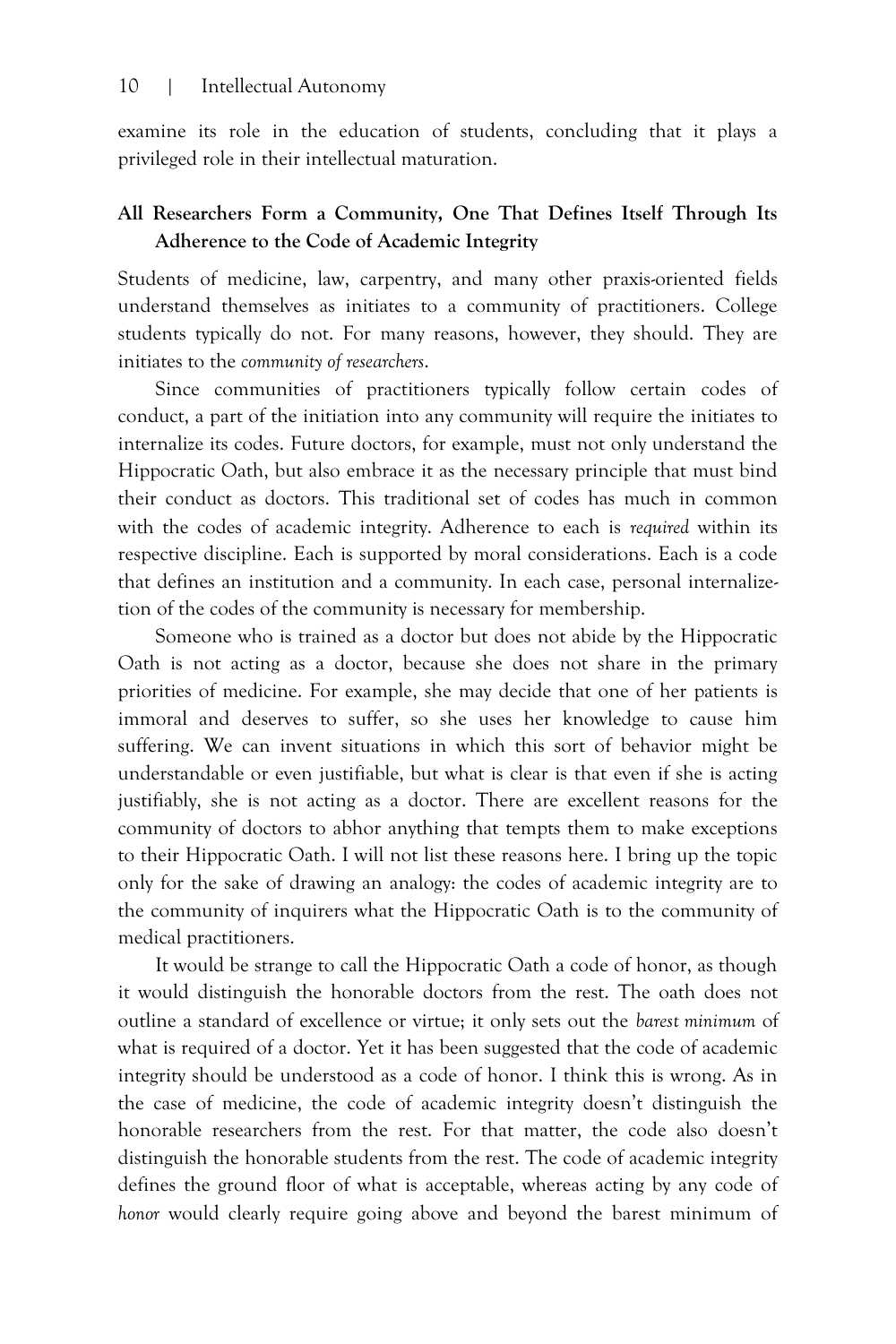examine its role in the education of students, concluding that it plays a privileged role in their intellectual maturation.

## All Researchers Form a Community, One That Defines Itself Through Its Adherence to the Code of Academic Integrity

Students of medicine, law, carpentry, and many other praxis-oriented fields understand themselves as initiates to a community of practitioners. College students typically do not. For many reasons, however, they should. They are initiates to the *community of researchers*.

Since communities of practitioners typically follow certain codes of conduct, a part of the initiation into any community will require the initiates to internalize its codes. Future doctors, for example, must not only understand the Hippocratic Oath, but also embrace it as the necessary principle that must bind their conduct as doctors. This traditional set of codes has much in common with the codes of academic integrity. Adherence to each is *required* within its respective discipline. Each is supported by moral considerations. Each is a code that defines an institution and a community. In each case, personal internalizetion of the codes of the community is necessary for membership.

Someone who is trained as a doctor but does not abide by the Hippocratic Oath is not acting as a doctor, because she does not share in the primary priorities of medicine. For example, she may decide that one of her patients is immoral and deserves to suffer, so she uses her knowledge to cause him suffering. We can invent situations in which this sort of behavior might be understandable or even justifiable, but what is clear is that even if she is acting justifiably, she is not acting as a doctor. There are excellent reasons for the community of doctors to abhor anything that tempts them to make exceptions to their Hippocratic Oath. I will not list these reasons here. I bring up the topic only for the sake of drawing an analogy: the codes of academic integrity are to the community of inquirers what the Hippocratic Oath is to the community of medical practitioners.

It would be strange to call the Hippocratic Oath a code of honor, as though it would distinguish the honorable doctors from the rest. The oath does not outline a standard of excellence or virtue; it only sets out the *barest minimum* of what is required of a doctor. Yet it has been suggested that the code of academic integrity should be understood as a code of honor. I think this is wrong. As in the case of medicine, the code of academic integrity doesn't distinguish the honorable researchers from the rest. For that matter, the code also doesn't distinguish the honorable students from the rest. The code of academic integrity defines the ground floor of what is acceptable, whereas acting by any code of *honor* would clearly require going above and beyond the barest minimum of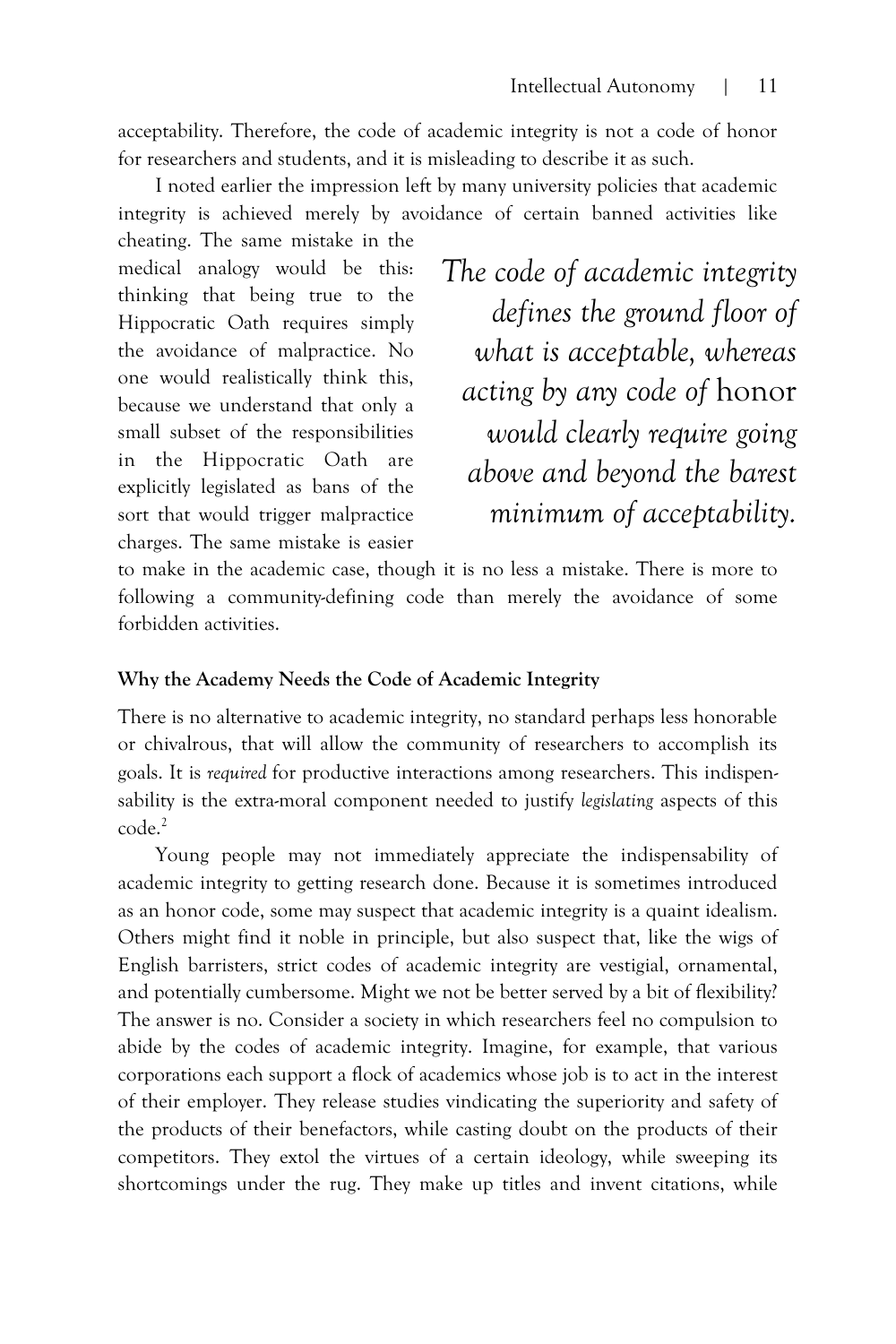acceptability. Therefore, the code of academic integrity is not a code of honor for researchers and students, and it is misleading to describe it as such.

I noted earlier the impression left by many university policies that academic integrity is achieved merely by avoidance of certain banned activities like cheating. The same mistake in the medical analogy would be this: thinking that being true to the Hippocratic Oath requires simply the avoidance of malpractice. No one would realistically think this, because we understand that only a small subset of the responsibilities in the Hippocratic Oath are explicitly legislated as bans of the sort that would trigger malpractice charges. The same mistake is easier to make in the academic case, though it is no less a mistake. There is more to following a community-defining code than merely the avoidance of some forbidden activities.

> *The code of academic integrity defines the ground floor of what is acceptable, whereas acting by any code of* honor *would clearly require going above and beyond the barest minimum of acceptability.*

**Why the Academy Needs the Code of Academic Integrity**

There is no alternative to academic integrity, no standard perhaps less honorable or chivalrous, that will allow the community of researchers to accomplish its goals. It is *required* for productive interactions among researchers. This indispensability is the extra-moral component needed to justify *legislating* aspects of this code.[2]

Young people may not immediately appreciate the indispensability of academic integrity to getting research done. Because it is sometimes introduced as an honor code, some may suspect that academic integrity is a quaint idealism. Others might find it noble in principle, but also suspect that, like the wigs of English barristers, strict codes of academic integrity are vestigial, ornamental, and potentially cumbersome. Might we not be better served by a bit of flexibility? The answer is no. Consider a society in which researchers feel no compulsion to abide by the codes of academic integrity. Imagine, for example, that various corporations each support a flock of academics whose job is to act in the interest of their employer. They release studies vindicating the superiority and safety of the products of their benefactors, while casting doubt on the products of their competitors. They extol the virtues of a certain ideology, while sweeping its shortcomings under the rug. They make up titles and invent citations, while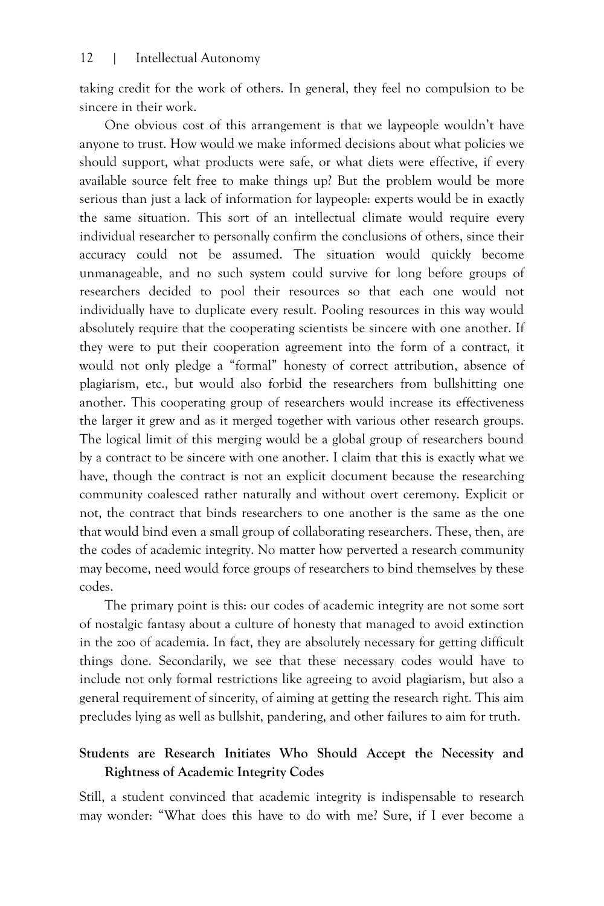taking credit for the work of others. In general, they feel no compulsion to be sincere in their work.

One obvious cost of this arrangement is that we laypeople wouldn't have anyone to trust. How would we make informed decisions about what policies we should support, what products were safe, or what diets were effective, if every available source felt free to make things up? But the problem would be more serious than just a lack of information for laypeople: experts would be in exactly the same situation. This sort of an intellectual climate would require every individual researcher to personally confirm the conclusions of others, since their accuracy could not be assumed. The situation would quickly become unmanageable, and no such system could survive for long before groups of researchers decided to pool their resources so that each one would not individually have to duplicate every result. Pooling resources in this way would absolutely require that the cooperating scientists be sincere with one another. If they were to put their cooperation agreement into the form of a contract, it would not only pledge a "formal" honesty of correct attribution, absence of plagiarism, etc., but would also forbid the researchers from bullshitting one another. This cooperating group of researchers would increase its effectiveness the larger it grew and as it merged together with various other research groups. The logical limit of this merging would be a global group of researchers bound by a contract to be sincere with one another. I claim that this is exactly what we have, though the contract is not an explicit document because the researching community coalesced rather naturally and without overt ceremony. Explicit or not, the contract that binds researchers to one another is the same as the one that would bind even a small group of collaborating researchers. These, then, are the codes of academic integrity. No matter how perverted a research community may become, need would force groups of researchers to bind themselves by these codes.

The primary point is this: our codes of academic integrity are not some sort of nostalgic fantasy about a culture of honesty that managed to avoid extinction in the zoo of academia. In fact, they are absolutely necessary for getting difficult things done. Secondarily, we see that these necessary codes would have to include not only formal restrictions like agreeing to avoid plagiarism, but also a general requirement of sincerity, of aiming at getting the research right. This aim precludes lying as well as bullshit, pandering, and other failures to aim for truth.

## Students are Research Initiates Who Should Accept the Necessity and Rightness of Academic Integrity Codes

Still, a student convinced that academic integrity is indispensable to research may wonder: "What does this have to do with me? Sure, if I ever become a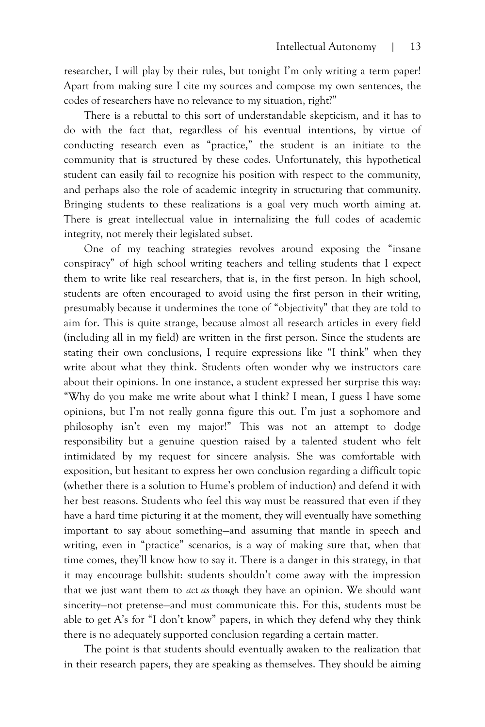researcher, I will play by their rules, but tonight I'm only writing a term paper! Apart from making sure I cite my sources and compose my own sentences, the codes of researchers have no relevance to my situation, right?"

There is a rebuttal to this sort of understandable skepticism, and it has to do with the fact that, regardless of his eventual intentions, by virtue of conducting research even as "practice," the student is an initiate to the community that is structured by these codes. Unfortunately, this hypothetical student can easily fail to recognize his position with respect to the community, and perhaps also the role of academic integrity in structuring that community. Bringing students to these realizations is a goal very much worth aiming at. There is great intellectual value in internalizing the full codes of academic integrity, not merely their legislated subset.

One of my teaching strategies revolves around exposing the "insane conspiracy" of high school writing teachers and telling students that I expect them to write like real researchers, that is, in the first person. In high school, students are often encouraged to avoid using the first person in their writing, presumably because it undermines the tone of "objectivity" that they are told to aim for. This is quite strange, because almost all research articles in every field (including all in my field) are written in the first person. Since the students are stating their own conclusions, I require expressions like "I think" when they write about what they think. Students often wonder why we instructors care about their opinions. In one instance, a student expressed her surprise this way: "Why do you make me write about what I think? I mean, I guess I have some opinions, but I'm not really gonna figure this out. I'm just a sophomore and philosophy isn't even my major!" This was not an attempt to dodge responsibility but a genuine question raised by a talented student who felt intimidated by my request for sincere analysis. She was comfortable with exposition, but hesitant to express her own conclusion regarding a difficult topic (whether there is a solution to Hume's problem of induction) and defend it with her best reasons. Students who feel this way must be reassured that even if they have a hard time picturing it at the moment, they will eventually have something important to say about something—and assuming that mantle in speech and writing, even in "practice" scenarios, is a way of making sure that, when that time comes, they'll know how to say it. There is a danger in this strategy, in that it may encourage bullshit: students shouldn't come away with the impression that we just want them to *act as though* they have an opinion. We should want sincerity—not pretense—and must communicate this. For this, students must be able to get A's for "I don't know" papers, in which they defend why they think there is no adequately supported conclusion regarding a certain matter.

The point is that students should eventually awaken to the realization that in their research papers, they are speaking as themselves. They should be aiming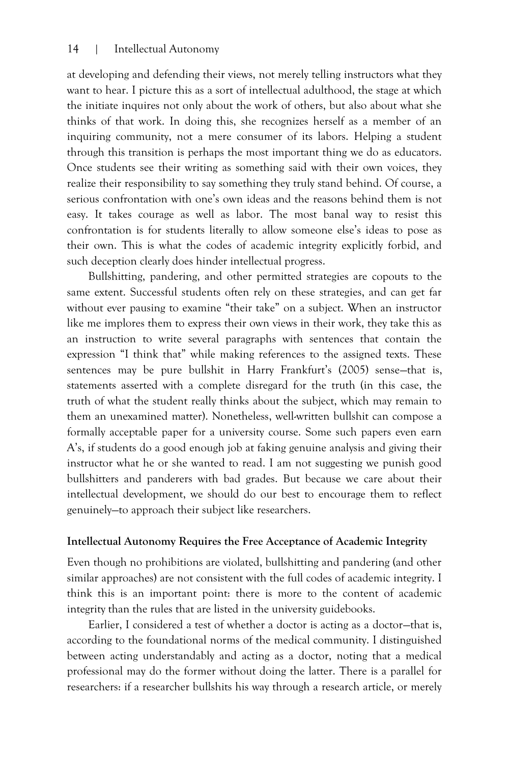at developing and defending their views, not merely telling instructors what they want to hear. I picture this as a sort of intellectual adulthood, the stage at which the initiate inquires not only about the work of others, but also about what she thinks of that work. In doing this, she recognizes herself as a member of an inquiring community, not a mere consumer of its labors. Helping a student through this transition is perhaps the most important thing we do as educators. Once students see their writing as something said with their own voices, they realize their responsibility to say something they truly stand behind. Of course, a serious confrontation with one's own ideas and the reasons behind them is not easy. It takes courage as well as labor. The most banal way to resist this confrontation is for students literally to allow someone else's ideas to pose as their own. This is what the codes of academic integrity explicitly forbid, and such deception clearly does hinder intellectual progress.

Bullshitting, pandering, and other permitted strategies are copouts to the same extent. Successful students often rely on these strategies, and can get far without ever pausing to examine "their take" on a subject. When an instructor like me implores them to express their own views in their work, they take this as an instruction to write several paragraphs with sentences that contain the expression "I think that" while making references to the assigned texts. These sentences may be pure bullshit in Harry Frankfurt's (2005) sense—that is, statements asserted with a complete disregard for the truth (in this case, the truth of what the student really thinks about the subject, which may remain to them an unexamined matter). Nonetheless, well-written bullshit can compose a formally acceptable paper for a university course. Some such papers even earn A's, if students do a good enough job at faking genuine analysis and giving their instructor what he or she wanted to read. I am not suggesting we punish good bullshitters and panderers with bad grades. But because we care about their intellectual development, we should do our best to encourage them to reflect genuinely—to approach their subject like researchers.

### Intellectual Autonomy Requires the Free Acceptance of Academic Integrity

Even though no prohibitions are violated, bullshitting and pandering (and other similar approaches) are not consistent with the full codes of academic integrity. I think this is an important point: there is more to the content of academic integrity than the rules that are listed in the university guidebooks.

Earlier, I considered a test of whether a doctor is acting as a doctor—that is, according to the foundational norms of the medical community. I distinguished between acting understandably and acting as a doctor, noting that a medical professional may do the former without doing the latter. There is a parallel for researchers: if a researcher bullshits his way through a research article, or merely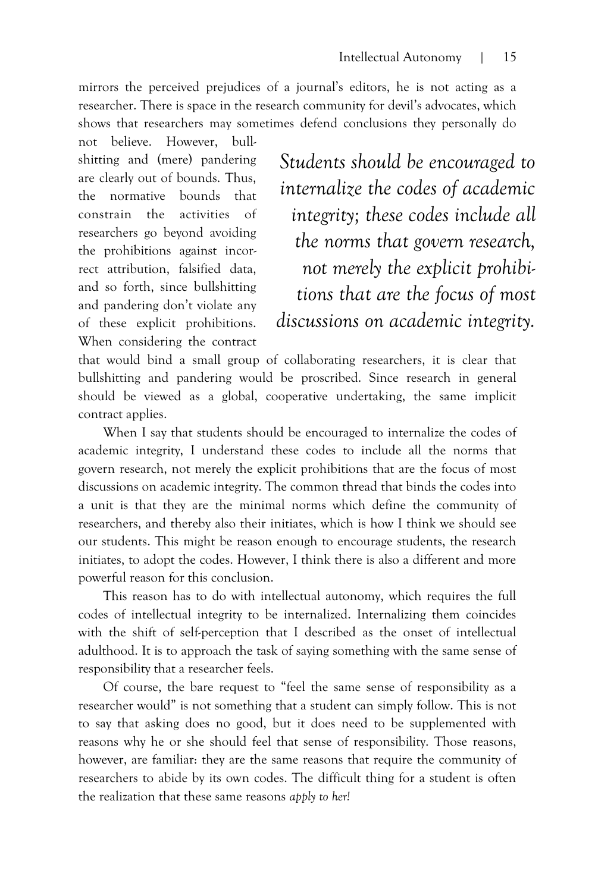mirrors the perceived prejudices of a journal's editors, he is not acting as a researcher. There is space in the research community for devil's advocates, which shows that researchers may sometimes defend conclusions they personally do not believe. However, bullshitting and (mere) pandering are clearly out of bounds. Thus, the normative bounds that constrain the activities of researchers go beyond avoiding the prohibitions against incorrect attribution, falsified data, and so forth, since bullshitting and pandering don't violate any of these explicit prohibitions. When considering the contract that would bind a small group of collaborating researchers, it is clear that bullshitting and pandering would be proscribed. Since research in general should be viewed as a global, cooperative undertaking, the same implicit contract applies.

*Students should be encouraged to internalize the codes of academic integrity; these codes include all the norms that govern research, not merely the explicit prohibitions that are the focus of most discussions on academic integrity.*

When I say that students should be encouraged to internalize the codes of academic integrity, I understand these codes to include all the norms that govern research, not merely the explicit prohibitions that are the focus of most discussions on academic integrity. The common thread that binds the codes into a unit is that they are the minimal norms which define the community of researchers, and thereby also their initiates, which is how I think we should see our students. This might be reason enough to encourage students, the research initiates, to adopt the codes. However, I think there is also a different and more powerful reason for this conclusion.

This reason has to do with intellectual autonomy, which requires the full codes of intellectual integrity to be internalized. Internalizing them coincides with the shift of self-perception that I described as the onset of intellectual adulthood. It is to approach the task of saying something with the same sense of responsibility that a researcher feels.

Of course, the bare request to "feel the same sense of responsibility as a researcher would" is not something that a student can simply follow. This is not to say that asking does no good, but it does need to be supplemented with reasons why he or she should feel that sense of responsibility. Those reasons, however, are familiar: they are the same reasons that require the community of researchers to abide by its own codes. The difficult thing for a student is often the realization that these same reasons *apply to her!*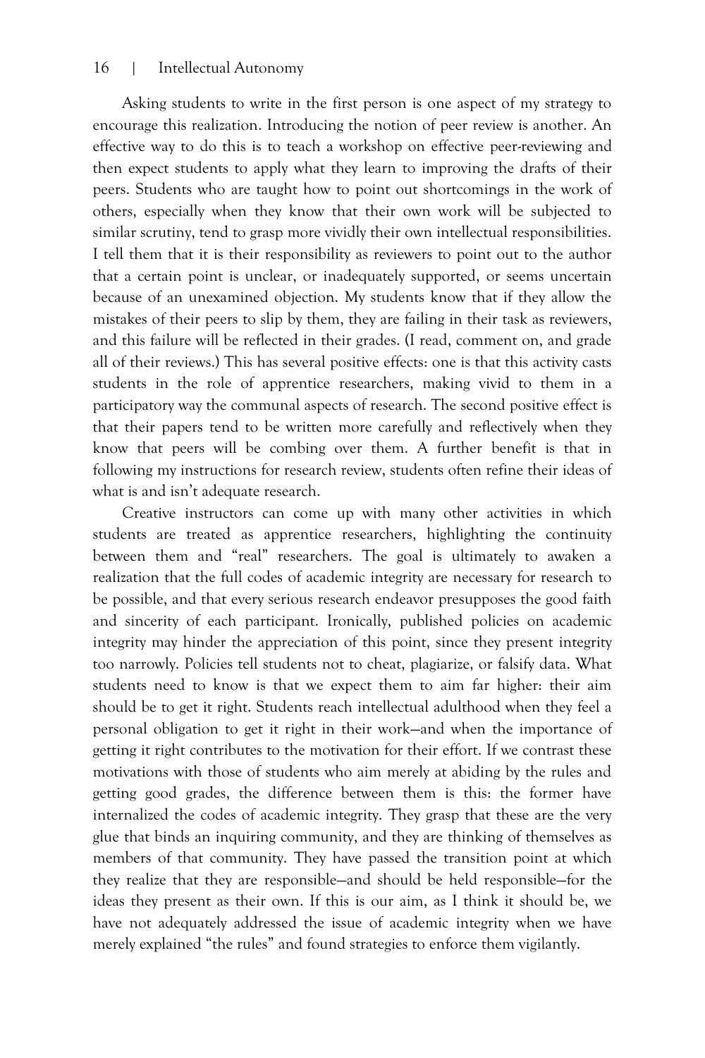Asking students to write in the first person is one aspect of my strategy to encourage this realization. Introducing the notion of peer review is another. An effective way to do this is to teach a workshop on effective peer-reviewing and then expect students to apply what they learn to improving the drafts of their peers. Students who are taught how to point out shortcomings in the work of others, especially when they know that their own work will be subjected to similar scrutiny, tend to grasp more vividly their own intellectual responsibilities. I tell them that it is their responsibility as reviewers to point out to the author that a certain point is unclear, or inadequately supported, or seems uncertain because of an unexamined objection. My students know that if they allow the mistakes of their peers to slip by them, they are failing in their task as reviewers, and this failure will be reflected in their grades. (I read, comment on, and grade all of their reviews.) This has several positive effects: one is that this activity casts students in the role of apprentice researchers, making vivid to them in a participatory way the communal aspects of research. The second positive effect is that their papers tend to be written more carefully and reflectively when they know that peers will be combing over them. A further benefit is that in following my instructions for research review, students often refine their ideas of what is and isn't adequate research.

Creative instructors can come up with many other activities in which students are treated as apprentice researchers, highlighting the continuity between them and "real" researchers. The goal is ultimately to awaken a realization that the full codes of academic integrity are necessary for research to be possible, and that every serious research endeavor presupposes the good faith and sincerity of each participant. Ironically, published policies on academic integrity may hinder the appreciation of this point, since they present integrity too narrowly. Policies tell students not to cheat, plagiarize, or falsify data. What students need to know is that we expect them to aim far higher: their aim should be to get it right. Students reach intellectual adulthood when they feel a personal obligation to get it right in their work—and when the importance of getting it right contributes to the motivation for their effort. If we contrast these motivations with those of students who aim merely at abiding by the rules and getting good grades, the difference between them is this: the former have internalized the codes of academic integrity. They grasp that these are the very glue that binds an inquiring community, and they are thinking of themselves as members of that community. They have passed the transition point at which they realize that they are responsible—and should be held responsible—for the ideas they present as their own. If this is our aim, as I think it should be, we have not adequately addressed the issue of academic integrity when we have merely explained "the rules" and found strategies to enforce them vigilantly.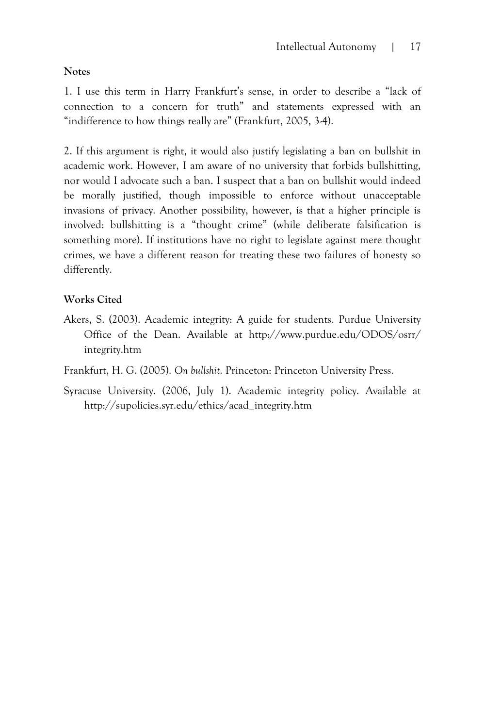**Notes**

1. I use this term in Harry Frankfurt's sense, in order to describe a "lack of connection to a concern for truth" and statements expressed with an "indifference to how things really are" (Frankfurt, 2005, 3-4).

2. If this argument is right, it would also justify legislating a ban on bullshit in academic work. However, I am aware of no university that forbids bullshitting, nor would I advocate such a ban. I suspect that a ban on bullshit would indeed be morally justified, though impossible to enforce without unacceptable invasions of privacy. Another possibility, however, is that a higher principle is involved: bullshitting is a "thought crime" (while deliberate falsification is something more). If institutions have no right to legislate against mere thought crimes, we have a different reason for treating these two failures of honesty so differently.

**Works Cited**

Akers, S. (2003). Academic integrity: A guide for students. Purdue University Office of the Dean. Available at http://www.purdue.edu/ODOS/osrr/integrity.htm

Frankfurt, H. G. (2005). *On bullshit*. Princeton: Princeton University Press.

Syracuse University. (2006, July 1). Academic integrity policy. Available at http://supolicies.syr.edu/ethics/acad_integrity.htm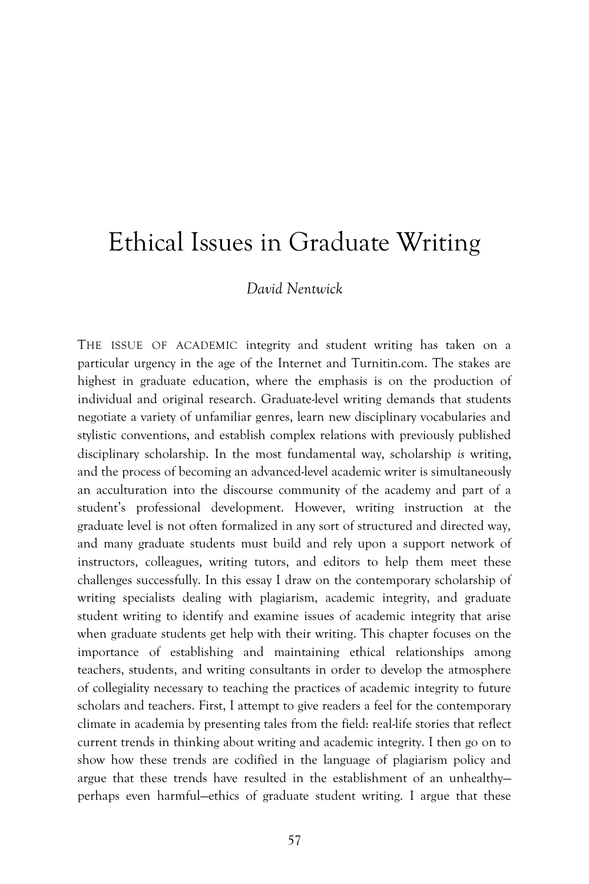# Ethical Issues in Graduate Writing

*David Nentwick*

THE ISSUE OF ACADEMIC integrity and student writing has taken on a particular urgency in the age of the Internet and Turnitin.com. The stakes are highest in graduate education, where the emphasis is on the production of individual and original research. Graduate-level writing demands that students negotiate a variety of unfamiliar genres, learn new disciplinary vocabularies and stylistic conventions, and establish complex relations with previously published disciplinary scholarship. In the most fundamental way, scholarship *is* writing, and the process of becoming an advanced-level academic writer is simultaneously an acculturation into the discourse community of the academy and part of a student's professional development. However, writing instruction at the graduate level is not often formalized in any sort of structured and directed way, and many graduate students must build and rely upon a support network of instructors, colleagues, writing tutors, and editors to help them meet these challenges successfully. In this essay I draw on the contemporary scholarship of writing specialists dealing with plagiarism, academic integrity, and graduate student writing to identify and examine issues of academic integrity that arise when graduate students get help with their writing. This chapter focuses on the importance of establishing and maintaining ethical relationships among teachers, students, and writing consultants in order to develop the atmosphere of collegiality necessary to teaching the practices of academic integrity to future scholars and teachers. First, I attempt to give readers a feel for the contemporary climate in academia by presenting tales from the field: real-life stories that reflect current trends in thinking about writing and academic integrity. I then go on to show how these trends are codified in the language of plagiarism policy and argue that these trends have resulted in the establishment of an unhealthy—perhaps even harmful—ethics of graduate student writing. I argue that these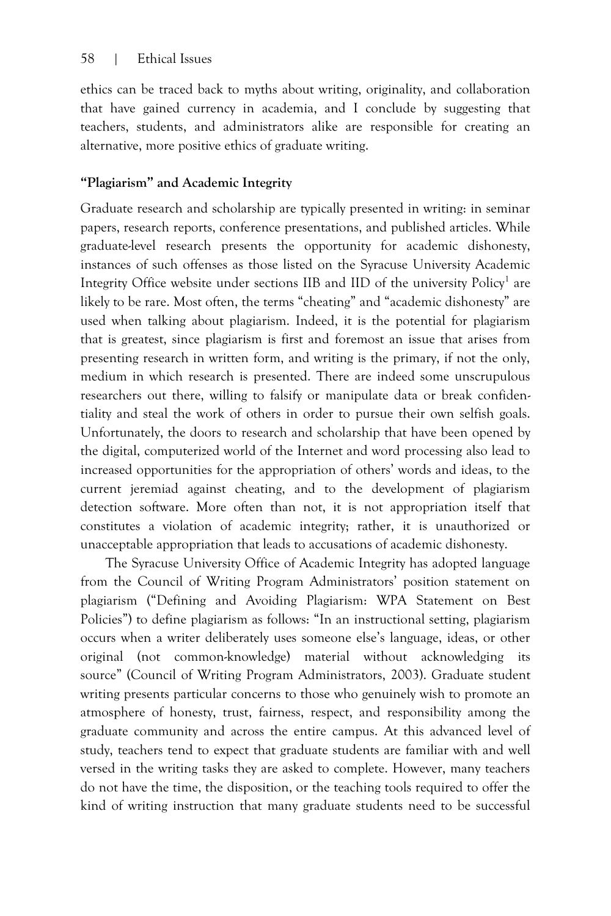ethics can be traced back to myths about writing, originality, and collaboration that have gained currency in academia, and I conclude by suggesting that teachers, students, and administrators alike are responsible for creating an alternative, more positive ethics of graduate writing.

### "Plagiarism" and Academic Integrity

Graduate research and scholarship are typically presented in writing: in seminar papers, research reports, conference presentations, and published articles. While graduate-level research presents the opportunity for academic dishonesty, instances of such offenses as those listed on the Syracuse University Academic Integrity Office website under sections IIB and IID of the university Policy[1] are likely to be rare. Most often, the terms "cheating" and "academic dishonesty" are used when talking about plagiarism. Indeed, it is the potential for plagiarism that is greatest, since plagiarism is first and foremost an issue that arises from presenting research in written form, and writing is the primary, if not the only, medium in which research is presented. There are indeed some unscrupulous researchers out there, willing to falsify or manipulate data or break confidentiality and steal the work of others in order to pursue their own selfish goals. Unfortunately, the doors to research and scholarship that have been opened by the digital, computerized world of the Internet and word processing also lead to increased opportunities for the appropriation of others' words and ideas, to the current jeremiad against cheating, and to the development of plagiarism detection software. More often than not, it is not appropriation itself that constitutes a violation of academic integrity; rather, it is unauthorized or unacceptable appropriation that leads to accusations of academic dishonesty.

The Syracuse University Office of Academic Integrity has adopted language from the Council of Writing Program Administrators' position statement on plagiarism ("Defining and Avoiding Plagiarism: WPA Statement on Best Policies") to define plagiarism as follows: "In an instructional setting, plagiarism occurs when a writer deliberately uses someone else's language, ideas, or other original (not common-knowledge) material without acknowledging its source" (Council of Writing Program Administrators, 2003). Graduate student writing presents particular concerns to those who genuinely wish to promote an atmosphere of honesty, trust, fairness, respect, and responsibility among the graduate community and across the entire campus. At this advanced level of study, teachers tend to expect that graduate students are familiar with and well versed in the writing tasks they are asked to complete. However, many teachers do not have the time, the disposition, or the teaching tools required to offer the kind of writing instruction that many graduate students need to be successful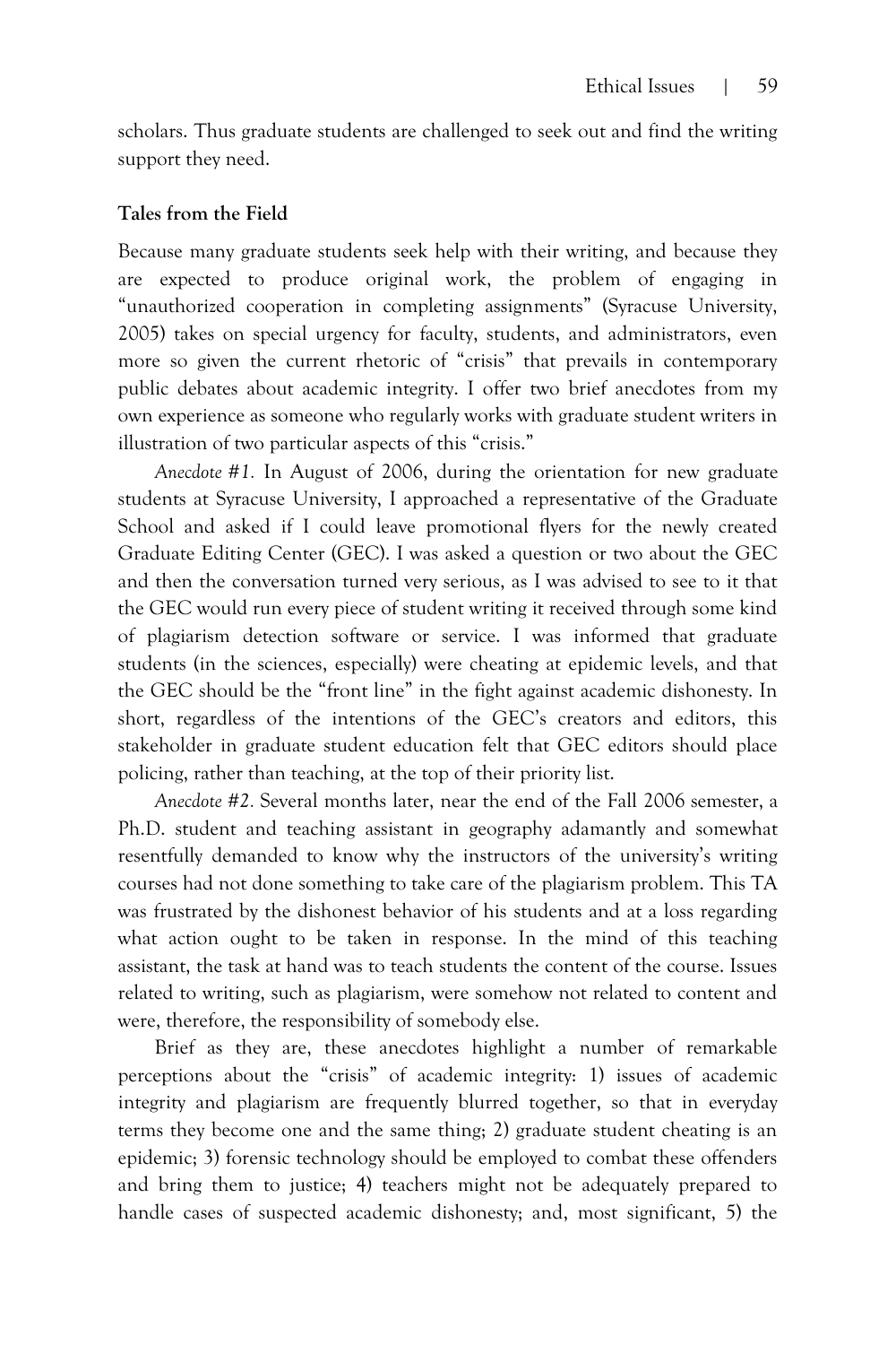scholars. Thus graduate students are challenged to seek out and find the writing support they need.

**Tales from the Field**

Because many graduate students seek help with their writing, and because they are expected to produce original work, the problem of engaging in "unauthorized cooperation in completing assignments" (Syracuse University, 2005) takes on special urgency for faculty, students, and administrators, even more so given the current rhetoric of "crisis" that prevails in contemporary public debates about academic integrity. I offer two brief anecdotes from my own experience as someone who regularly works with graduate student writers in illustration of two particular aspects of this "crisis."

*Anecdote #1.* In August of 2006, during the orientation for new graduate students at Syracuse University, I approached a representative of the Graduate School and asked if I could leave promotional flyers for the newly created Graduate Editing Center (GEC). I was asked a question or two about the GEC and then the conversation turned very serious, as I was advised to see to it that the GEC would run every piece of student writing it received through some kind of plagiarism detection software or service. I was informed that graduate students (in the sciences, especially) were cheating at epidemic levels, and that the GEC should be the "front line" in the fight against academic dishonesty. In short, regardless of the intentions of the GEC's creators and editors, this stakeholder in graduate student education felt that GEC editors should place policing, rather than teaching, at the top of their priority list.

*Anecdote #2.* Several months later, near the end of the Fall 2006 semester, a Ph.D. student and teaching assistant in geography adamantly and somewhat resentfully demanded to know why the instructors of the university's writing courses had not done something to take care of the plagiarism problem. This TA was frustrated by the dishonest behavior of his students and at a loss regarding what action ought to be taken in response. In the mind of this teaching assistant, the task at hand was to teach students the content of the course. Issues related to writing, such as plagiarism, were somehow not related to content and were, therefore, the responsibility of somebody else.

Brief as they are, these anecdotes highlight a number of remarkable perceptions about the "crisis" of academic integrity: 1) issues of academic integrity and plagiarism are frequently blurred together, so that in everyday terms they become one and the same thing; 2) graduate student cheating is an epidemic; 3) forensic technology should be employed to combat these offenders and bring them to justice; 4) teachers might not be adequately prepared to handle cases of suspected academic dishonesty; and, most significant, 5) the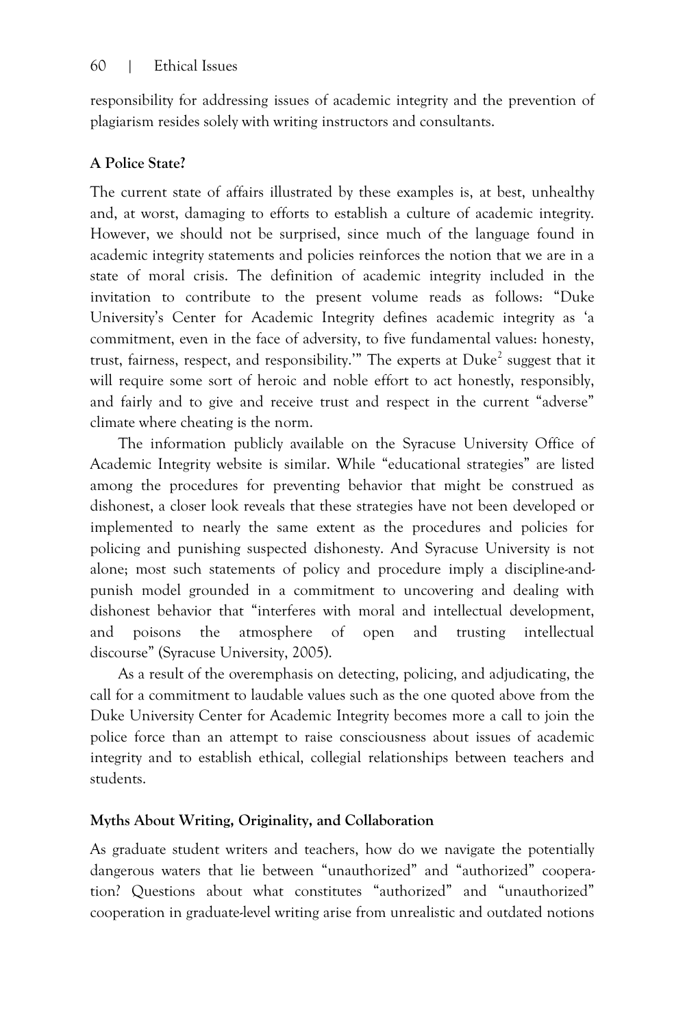responsibility for addressing issues of academic integrity and the prevention of plagiarism resides solely with writing instructors and consultants.

### A Police State?

The current state of affairs illustrated by these examples is, at best, unhealthy and, at worst, damaging to efforts to establish a culture of academic integrity. However, we should not be surprised, since much of the language found in academic integrity statements and policies reinforces the notion that we are in a state of moral crisis. The definition of academic integrity included in the invitation to contribute to the present volume reads as follows: "Duke University's Center for Academic Integrity defines academic integrity as 'a commitment, even in the face of adversity, to five fundamental values: honesty, trust, fairness, respect, and responsibility.'" The experts at Duke[2] suggest that it will require some sort of heroic and noble effort to act honestly, responsibly, and fairly and to give and receive trust and respect in the current "adverse" climate where cheating is the norm.

The information publicly available on the Syracuse University Office of Academic Integrity website is similar. While "educational strategies" are listed among the procedures for preventing behavior that might be construed as dishonest, a closer look reveals that these strategies have not been developed or implemented to nearly the same extent as the procedures and policies for policing and punishing suspected dishonesty. And Syracuse University is not alone; most such statements of policy and procedure imply a discipline-and-punish model grounded in a commitment to uncovering and dealing with dishonest behavior that "interferes with moral and intellectual development, and poisons the atmosphere of open and trusting intellectual discourse" (Syracuse University, 2005).

As a result of the overemphasis on detecting, policing, and adjudicating, the call for a commitment to laudable values such as the one quoted above from the Duke University Center for Academic Integrity becomes more a call to join the police force than an attempt to raise consciousness about issues of academic integrity and to establish ethical, collegial relationships between teachers and students.

### Myths About Writing, Originality, and Collaboration

As graduate student writers and teachers, how do we navigate the potentially dangerous waters that lie between "unauthorized" and "authorized" cooperation? Questions about what constitutes "authorized" and "unauthorized" cooperation in graduate-level writing arise from unrealistic and outdated notions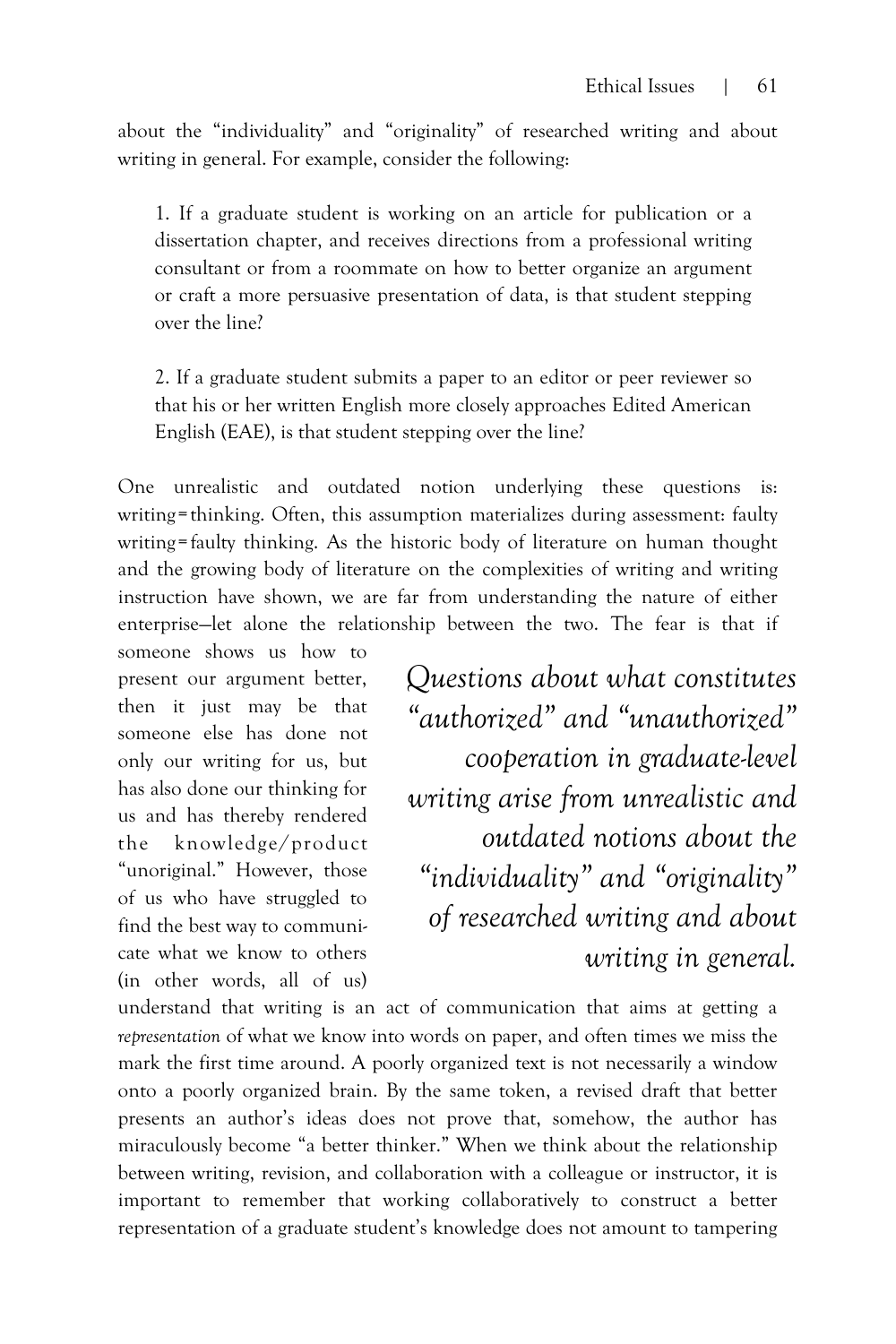about the "individuality" and "originality" of researched writing and about writing in general. For example, consider the following:

> 1. If a graduate student is working on an article for publication or a dissertation chapter, and receives directions from a professional writing consultant or from a roommate on how to better organize an argument or craft a more persuasive presentation of data, is that student stepping over the line?
>
> 2. If a graduate student submits a paper to an editor or peer reviewer so that his or her written English more closely approaches Edited American English (EAE), is that student stepping over the line?

One unrealistic and outdated notion underlying these questions is: writing = thinking. Often, this assumption materializes during assessment: faulty writing = faulty thinking. As the historic body of literature on human thought and the growing body of literature on the complexities of writing and writing instruction have shown, we are far from understanding the nature of either enterprise—let alone the relationship between the two. The fear is that if someone shows us how to present our argument better, then it just may be that someone else has done not only our writing for us, but has also done our thinking for us and has thereby rendered the knowledge/product "unoriginal." However, those of us who have struggled to find the best way to communicate what we know to others (in other words, all of us) understand that writing is an act of communication that aims at getting a *representation* of what we know into words on paper, and often times we miss the mark the first time around. A poorly organized text is not necessarily a window onto a poorly organized brain. By the same token, a revised draft that better presents an author's ideas does not prove that, somehow, the author has miraculously become "a better thinker." When we think about the relationship between writing, revision, and collaboration with a colleague or instructor, it is important to remember that working collaboratively to construct a better representation of a graduate student's knowledge does not amount to tampering

> *Questions about what constitutes "authorized" and "unauthorized" cooperation in graduate-level writing arise from unrealistic and outdated notions about the "individuality" and "originality" of researched writing and about writing in general.*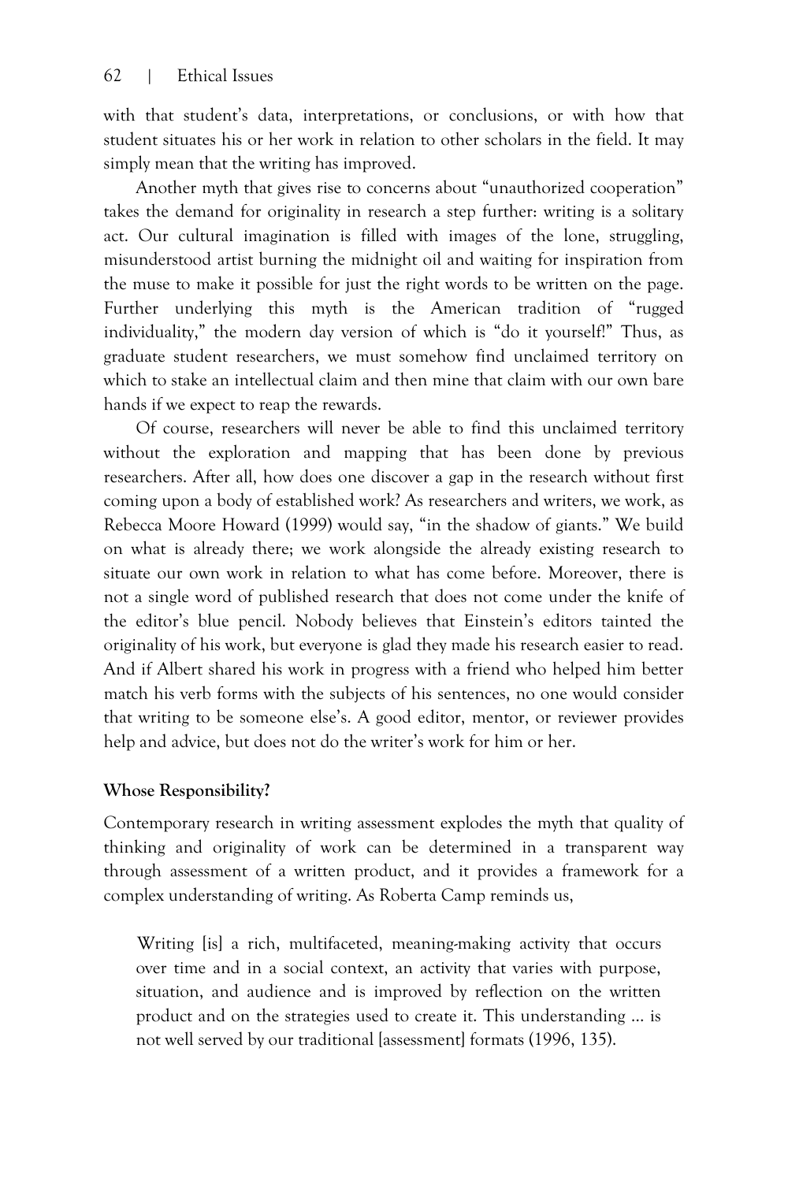with that student's data, interpretations, or conclusions, or with how that student situates his or her work in relation to other scholars in the field. It may simply mean that the writing has improved.

Another myth that gives rise to concerns about "unauthorized cooperation" takes the demand for originality in research a step further: writing is a solitary act. Our cultural imagination is filled with images of the lone, struggling, misunderstood artist burning the midnight oil and waiting for inspiration from the muse to make it possible for just the right words to be written on the page. Further underlying this myth is the American tradition of "rugged individuality," the modern day version of which is "do it yourself!" Thus, as graduate student researchers, we must somehow find unclaimed territory on which to stake an intellectual claim and then mine that claim with our own bare hands if we expect to reap the rewards.

Of course, researchers will never be able to find this unclaimed territory without the exploration and mapping that has been done by previous researchers. After all, how does one discover a gap in the research without first coming upon a body of established work? As researchers and writers, we work, as Rebecca Moore Howard (1999) would say, "in the shadow of giants." We build on what is already there; we work alongside the already existing research to situate our own work in relation to what has come before. Moreover, there is not a single word of published research that does not come under the knife of the editor's blue pencil. Nobody believes that Einstein's editors tainted the originality of his work, but everyone is glad they made his research easier to read. And if Albert shared his work in progress with a friend who helped him better match his verb forms with the subjects of his sentences, no one would consider that writing to be someone else's. A good editor, mentor, or reviewer provides help and advice, but does not do the writer's work for him or her.

### Whose Responsibility?

Contemporary research in writing assessment explodes the myth that quality of thinking and originality of work can be determined in a transparent way through assessment of a written product, and it provides a framework for a complex understanding of writing. As Roberta Camp reminds us,

> Writing [is] a rich, multifaceted, meaning-making activity that occurs over time and in a social context, an activity that varies with purpose, situation, and audience and is improved by reflection on the written product and on the strategies used to create it. This understanding ... is not well served by our traditional [assessment] formats (1996, 135).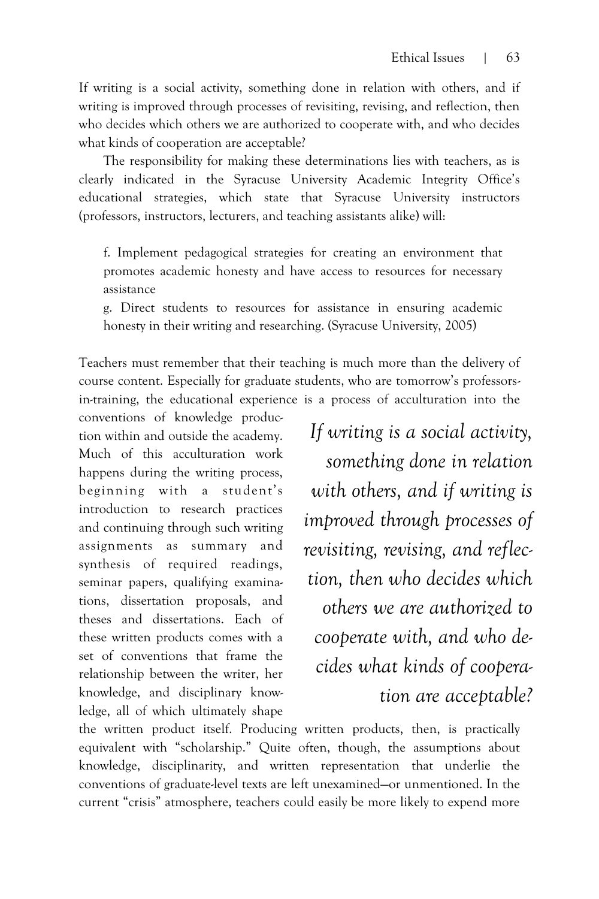If writing is a social activity, something done in relation with others, and if writing is improved through processes of revisiting, revising, and reflection, then who decides which others we are authorized to cooperate with, and who decides what kinds of cooperation are acceptable?

The responsibility for making these determinations lies with teachers, as is clearly indicated in the Syracuse University Academic Integrity Office's educational strategies, which state that Syracuse University instructors (professors, instructors, lecturers, and teaching assistants alike) will:

> f. Implement pedagogical strategies for creating an environment that promotes academic honesty and have access to resources for necessary assistance
>
> g. Direct students to resources for assistance in ensuring academic honesty in their writing and researching. (Syracuse University, 2005)

Teachers must remember that their teaching is much more than the delivery of course content. Especially for graduate students, who are tomorrow's professors-in-training, the educational experience is a process of acculturation into the conventions of knowledge production within and outside the academy. Much of this acculturation work happens during the writing process, beginning with a student's introduction to research practices and continuing through such writing assignments as summary and synthesis of required readings, seminar papers, qualifying examinations, dissertation proposals, and theses and dissertations. Each of these written products comes with a set of conventions that frame the relationship between the writer, her knowledge, and disciplinary knowledge, all of which ultimately shape the written product itself. Producing written products, then, is practically equivalent with "scholarship." Quite often, though, the assumptions about knowledge, disciplinarity, and written representation that underlie the conventions of graduate-level texts are left unexamined—or unmentioned. In the current "crisis" atmosphere, teachers could easily be more likely to expend more

> *If writing is a social activity, something done in relation with others, and if writing is improved through processes of revisiting, revising, and reflection, then who decides which others we are authorized to cooperate with, and who decides what kinds of cooperation are acceptable?*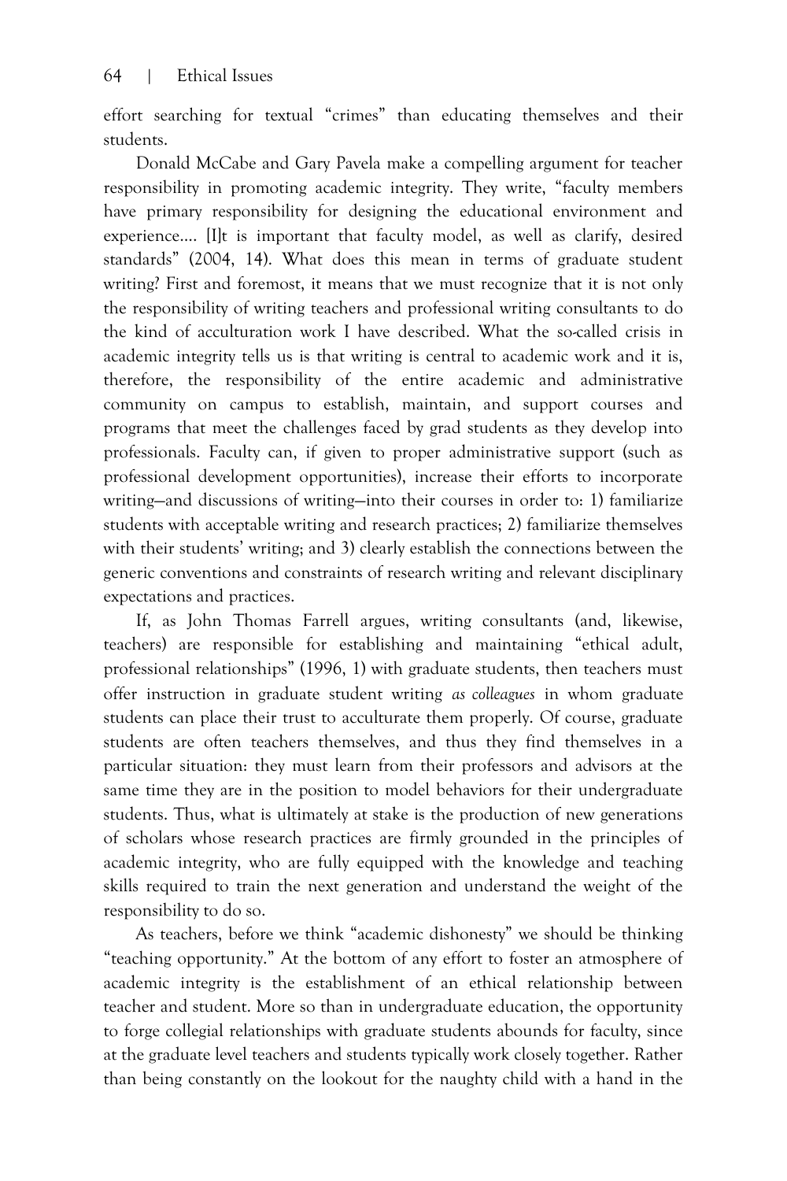effort searching for textual "crimes" than educating themselves and their students.

Donald McCabe and Gary Pavela make a compelling argument for teacher responsibility in promoting academic integrity. They write, "faculty members have primary responsibility for designing the educational environment and experience.... [I]t is important that faculty model, as well as clarify, desired standards" (2004, 14). What does this mean in terms of graduate student writing? First and foremost, it means that we must recognize that it is not only the responsibility of writing teachers and professional writing consultants to do the kind of acculturation work I have described. What the so-called crisis in academic integrity tells us is that writing is central to academic work and it is, therefore, the responsibility of the entire academic and administrative community on campus to establish, maintain, and support courses and programs that meet the challenges faced by grad students as they develop into professionals. Faculty can, if given to proper administrative support (such as professional development opportunities), increase their efforts to incorporate writing—and discussions of writing—into their courses in order to: 1) familiarize students with acceptable writing and research practices; 2) familiarize themselves with their students' writing; and 3) clearly establish the connections between the generic conventions and constraints of research writing and relevant disciplinary expectations and practices.

If, as John Thomas Farrell argues, writing consultants (and, likewise, teachers) are responsible for establishing and maintaining "ethical adult, professional relationships" (1996, 1) with graduate students, then teachers must offer instruction in graduate student writing *as colleagues* in whom graduate students can place their trust to acculturate them properly. Of course, graduate students are often teachers themselves, and thus they find themselves in a particular situation: they must learn from their professors and advisors at the same time they are in the position to model behaviors for their undergraduate students. Thus, what is ultimately at stake is the production of new generations of scholars whose research practices are firmly grounded in the principles of academic integrity, who are fully equipped with the knowledge and teaching skills required to train the next generation and understand the weight of the responsibility to do so.

As teachers, before we think "academic dishonesty" we should be thinking "teaching opportunity." At the bottom of any effort to foster an atmosphere of academic integrity is the establishment of an ethical relationship between teacher and student. More so than in undergraduate education, the opportunity to forge collegial relationships with graduate students abounds for faculty, since at the graduate level teachers and students typically work closely together. Rather than being constantly on the lookout for the naughty child with a hand in the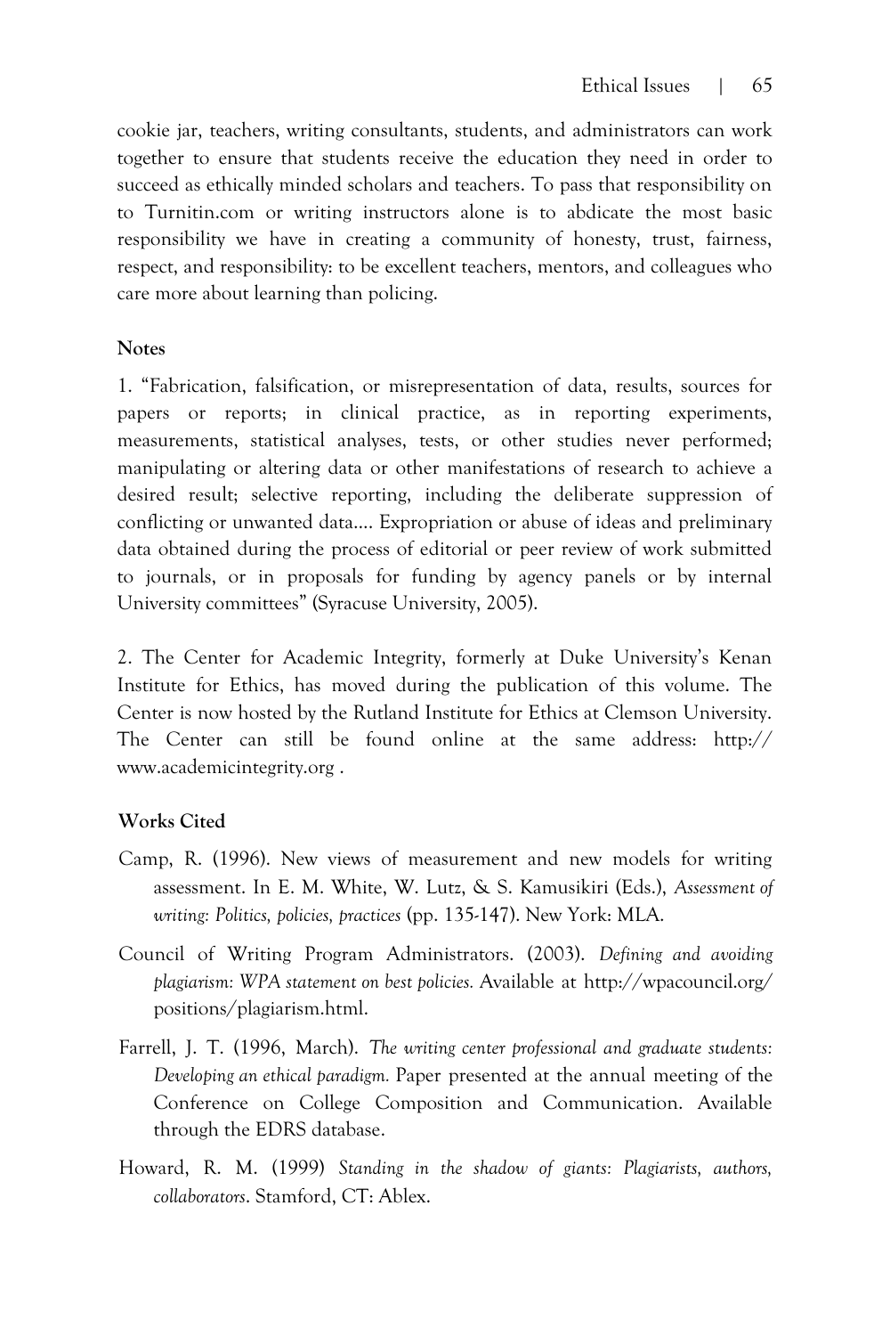cookie jar, teachers, writing consultants, students, and administrators can work together to ensure that students receive the education they need in order to succeed as ethically minded scholars and teachers. To pass that responsibility on to Turnitin.com or writing instructors alone is to abdicate the most basic responsibility we have in creating a community of honesty, trust, fairness, respect, and responsibility: to be excellent teachers, mentors, and colleagues who care more about learning than policing.

**Notes**

1. "Fabrication, falsification, or misrepresentation of data, results, sources for papers or reports; in clinical practice, as in reporting experiments, measurements, statistical analyses, tests, or other studies never performed; manipulating or altering data or other manifestations of research to achieve a desired result; selective reporting, including the deliberate suppression of conflicting or unwanted data.... Expropriation or abuse of ideas and preliminary data obtained during the process of editorial or peer review of work submitted to journals, or in proposals for funding by agency panels or by internal University committees" (Syracuse University, 2005).

2. The Center for Academic Integrity, formerly at Duke University's Kenan Institute for Ethics, has moved during the publication of this volume. The Center is now hosted by the Rutland Institute for Ethics at Clemson University. The Center can still be found online at the same address: http://www.academicintegrity.org .

**Works Cited**

Camp, R. (1996). New views of measurement and new models for writing assessment. In E. M. White, W. Lutz, & S. Kamusikiri (Eds.), *Assessment of writing: Politics, policies, practices* (pp. 135-147). New York: MLA.

Council of Writing Program Administrators. (2003). *Defining and avoiding plagiarism: WPA statement on best policies.* Available at http://wpacouncil.org/positions/plagiarism.html.

Farrell, J. T. (1996, March). *The writing center professional and graduate students: Developing an ethical paradigm.* Paper presented at the annual meeting of the Conference on College Composition and Communication. Available through the EDRS database.

Howard, R. M. (1999) *Standing in the shadow of giants: Plagiarists, authors, collaborators*. Stamford, CT: Ablex.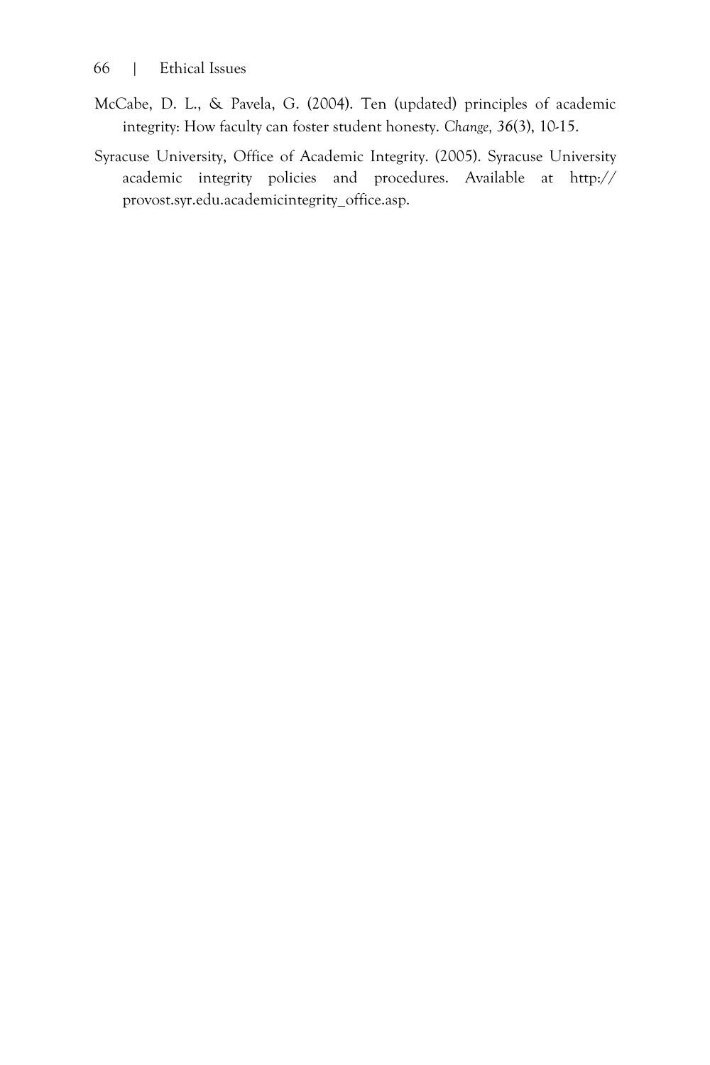McCabe, D. L., & Pavela, G. (2004). Ten (updated) principles of academic integrity: How faculty can foster student honesty. *Change, 36*(3), 10-15.

Syracuse University, Office of Academic Integrity. (2005). Syracuse University academic integrity policies and procedures. Available at http://provost.syr.edu.academicintegrity_office.asp.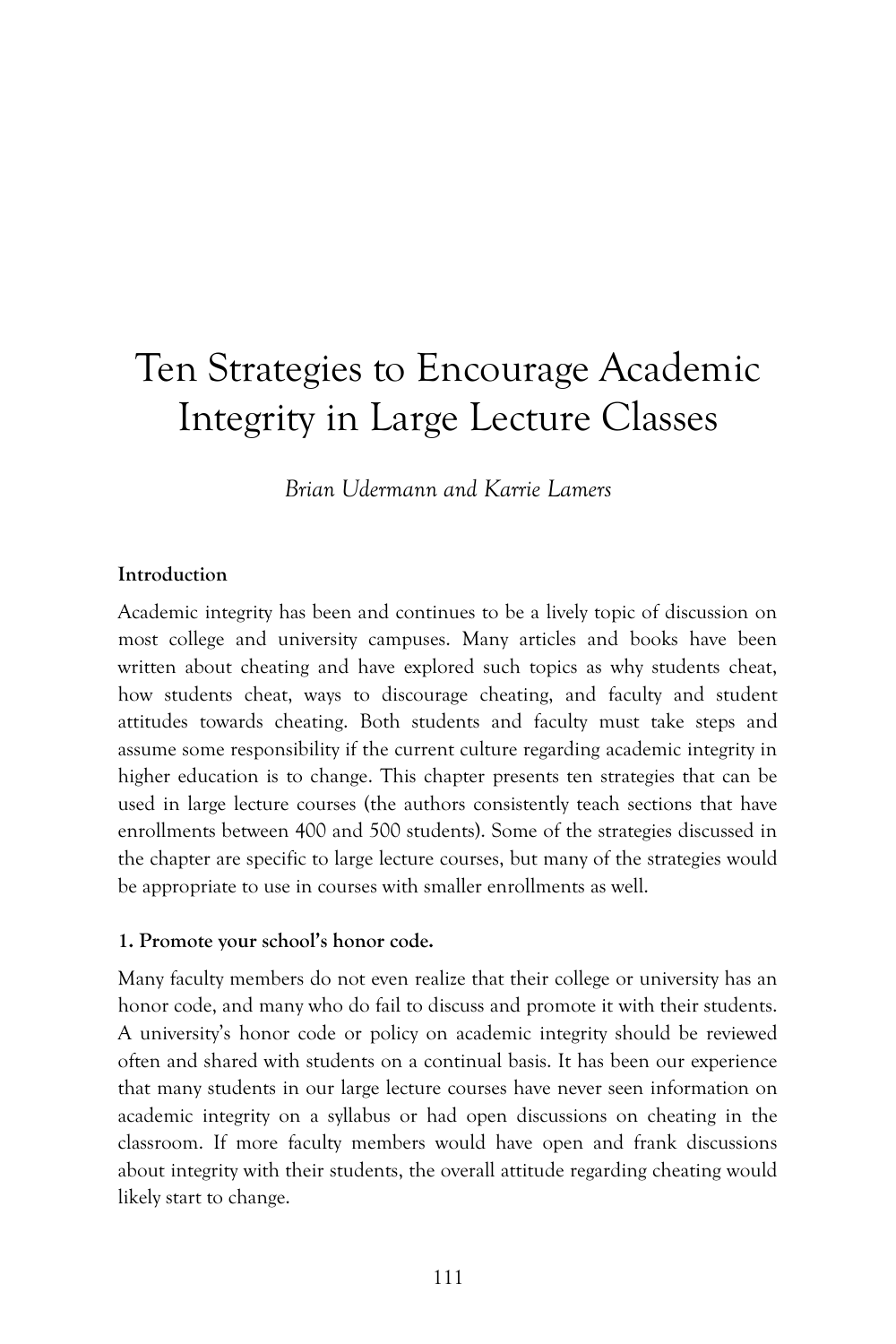# Ten Strategies to Encourage Academic Integrity in Large Lecture Classes

*Brian Udermann and Karrie Lamers*

### Introduction

Academic integrity has been and continues to be a lively topic of discussion on most college and university campuses. Many articles and books have been written about cheating and have explored such topics as why students cheat, how students cheat, ways to discourage cheating, and faculty and student attitudes towards cheating. Both students and faculty must take steps and assume some responsibility if the current culture regarding academic integrity in higher education is to change. This chapter presents ten strategies that can be used in large lecture courses (the authors consistently teach sections that have enrollments between 400 and 500 students). Some of the strategies discussed in the chapter are specific to large lecture courses, but many of the strategies would be appropriate to use in courses with smaller enrollments as well.

### 1. Promote your school's honor code.

Many faculty members do not even realize that their college or university has an honor code, and many who do fail to discuss and promote it with their students. A university's honor code or policy on academic integrity should be reviewed often and shared with students on a continual basis. It has been our experience that many students in our large lecture courses have never seen information on academic integrity on a syllabus or had open discussions on cheating in the classroom. If more faculty members would have open and frank discussions about integrity with their students, the overall attitude regarding cheating would likely start to change.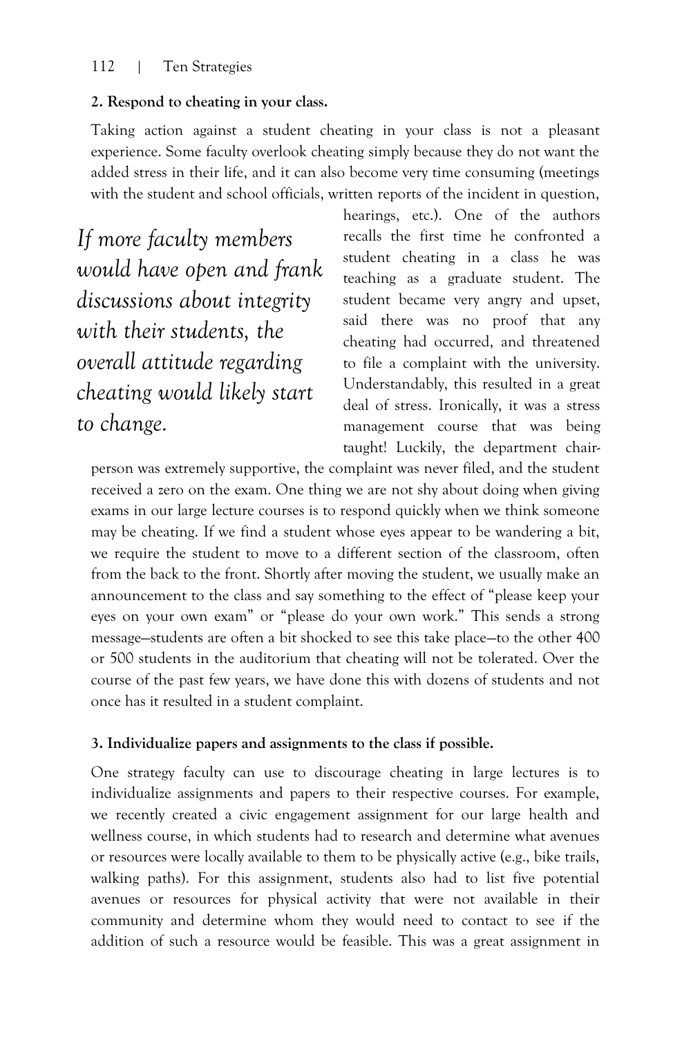**2. Respond to cheating in your class.**

Taking action against a student cheating in your class is not a pleasant experience. Some faculty overlook cheating simply because they do not want the added stress in their life, and it can also become very time consuming (meetings with the student and school officials, written reports of the incident in question, hearings, etc.). One of the authors recalls the first time he confronted a student cheating in a class he was teaching as a graduate student. The student became very angry and upset, said there was no proof that any cheating had occurred, and threatened to file a complaint with the university. Understandably, this resulted in a great deal of stress. Ironically, it was a stress management course that was being taught! Luckily, the department chairperson was extremely supportive, the complaint was never filed, and the student received a zero on the exam. One thing we are not shy about doing when giving exams in our large lecture courses is to respond quickly when we think someone may be cheating. If we find a student whose eyes appear to be wandering a bit, we require the student to move to a different section of the classroom, often from the back to the front. Shortly after moving the student, we usually make an announcement to the class and say something to the effect of "please keep your eyes on your own exam" or "please do your own work." This sends a strong message—students are often a bit shocked to see this take place—to the other 400 or 500 students in the auditorium that cheating will not be tolerated. Over the course of the past few years, we have done this with dozens of students and not once has it resulted in a student complaint.

> *If more faculty members would have open and frank discussions about integrity with their students, the overall attitude regarding cheating would likely start to change.*

**3. Individualize papers and assignments to the class if possible.**

One strategy faculty can use to discourage cheating in large lectures is to individualize assignments and papers to their respective courses. For example, we recently created a civic engagement assignment for our large health and wellness course, in which students had to research and determine what avenues or resources were locally available to them to be physically active (e.g., bike trails, walking paths). For this assignment, students also had to list five potential avenues or resources for physical activity that were not available in their community and determine whom they would need to contact to see if the addition of such a resource would be feasible. This was a great assignment in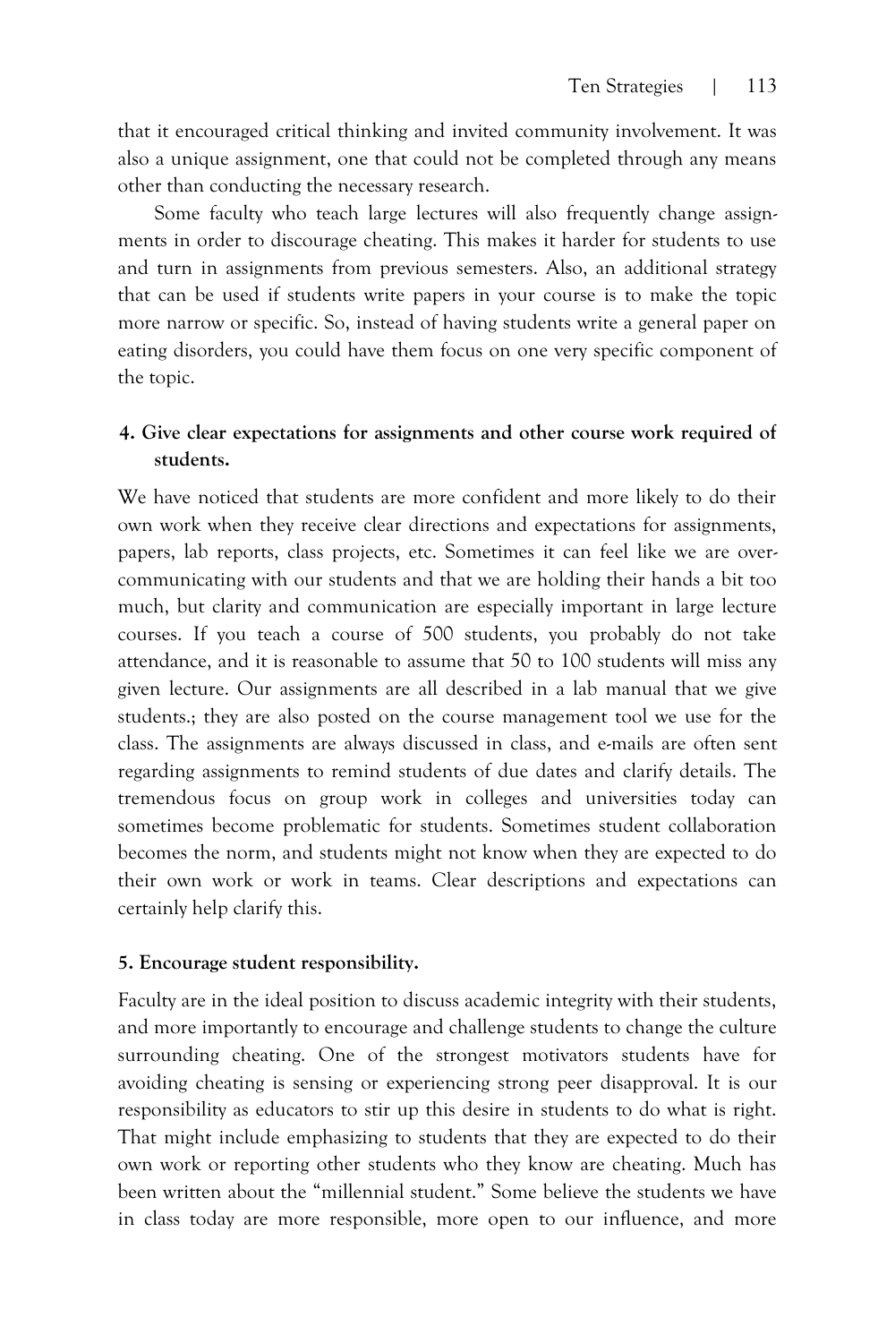that it encouraged critical thinking and invited community involvement. It was also a unique assignment, one that could not be completed through any means other than conducting the necessary research.

Some faculty who teach large lectures will also frequently change assignments in order to discourage cheating. This makes it harder for students to use and turn in assignments from previous semesters. Also, an additional strategy that can be used if students write papers in your course is to make the topic more narrow or specific. So, instead of having students write a general paper on eating disorders, you could have them focus on one very specific component of the topic.

**4. Give clear expectations for assignments and other course work required of students.**

We have noticed that students are more confident and more likely to do their own work when they receive clear directions and expectations for assignments, papers, lab reports, class projects, etc. Sometimes it can feel like we are over-communicating with our students and that we are holding their hands a bit too much, but clarity and communication are especially important in large lecture courses. If you teach a course of 500 students, you probably do not take attendance, and it is reasonable to assume that 50 to 100 students will miss any given lecture. Our assignments are all described in a lab manual that we give students.; they are also posted on the course management tool we use for the class. The assignments are always discussed in class, and e-mails are often sent regarding assignments to remind students of due dates and clarify details. The tremendous focus on group work in colleges and universities today can sometimes become problematic for students. Sometimes student collaboration becomes the norm, and students might not know when they are expected to do their own work or work in teams. Clear descriptions and expectations can certainly help clarify this.

**5. Encourage student responsibility.**

Faculty are in the ideal position to discuss academic integrity with their students, and more importantly to encourage and challenge students to change the culture surrounding cheating. One of the strongest motivators students have for avoiding cheating is sensing or experiencing strong peer disapproval. It is our responsibility as educators to stir up this desire in students to do what is right. That might include emphasizing to students that they are expected to do their own work or reporting other students who they know are cheating. Much has been written about the "millennial student." Some believe the students we have in class today are more responsible, more open to our influence, and more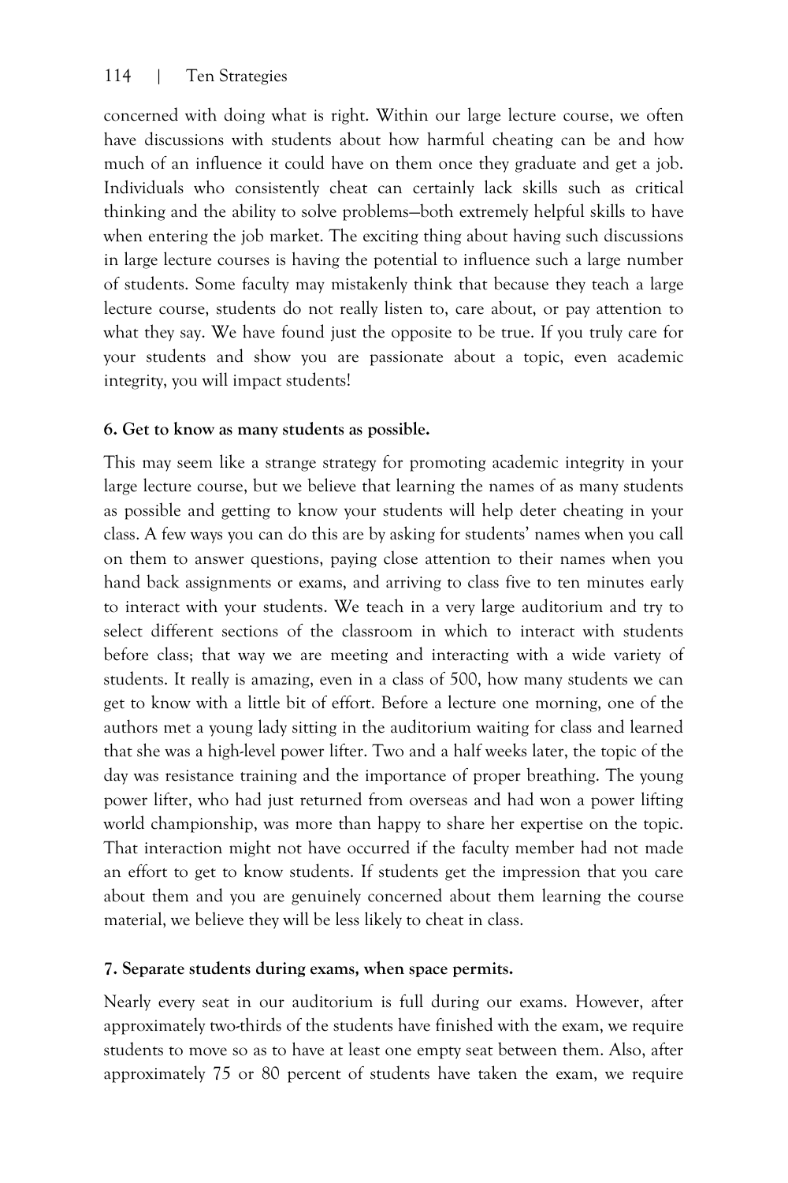concerned with doing what is right. Within our large lecture course, we often have discussions with students about how harmful cheating can be and how much of an influence it could have on them once they graduate and get a job. Individuals who consistently cheat can certainly lack skills such as critical thinking and the ability to solve problems—both extremely helpful skills to have when entering the job market. The exciting thing about having such discussions in large lecture courses is having the potential to influence such a large number of students. Some faculty may mistakenly think that because they teach a large lecture course, students do not really listen to, care about, or pay attention to what they say. We have found just the opposite to be true. If you truly care for your students and show you are passionate about a topic, even academic integrity, you will impact students!

**6. Get to know as many students as possible.**

This may seem like a strange strategy for promoting academic integrity in your large lecture course, but we believe that learning the names of as many students as possible and getting to know your students will help deter cheating in your class. A few ways you can do this are by asking for students' names when you call on them to answer questions, paying close attention to their names when you hand back assignments or exams, and arriving to class five to ten minutes early to interact with your students. We teach in a very large auditorium and try to select different sections of the classroom in which to interact with students before class; that way we are meeting and interacting with a wide variety of students. It really is amazing, even in a class of 500, how many students we can get to know with a little bit of effort. Before a lecture one morning, one of the authors met a young lady sitting in the auditorium waiting for class and learned that she was a high-level power lifter. Two and a half weeks later, the topic of the day was resistance training and the importance of proper breathing. The young power lifter, who had just returned from overseas and had won a power lifting world championship, was more than happy to share her expertise on the topic. That interaction might not have occurred if the faculty member had not made an effort to get to know students. If students get the impression that you care about them and you are genuinely concerned about them learning the course material, we believe they will be less likely to cheat in class.

**7. Separate students during exams, when space permits.**

Nearly every seat in our auditorium is full during our exams. However, after approximately two-thirds of the students have finished with the exam, we require students to move so as to have at least one empty seat between them. Also, after approximately 75 or 80 percent of students have taken the exam, we require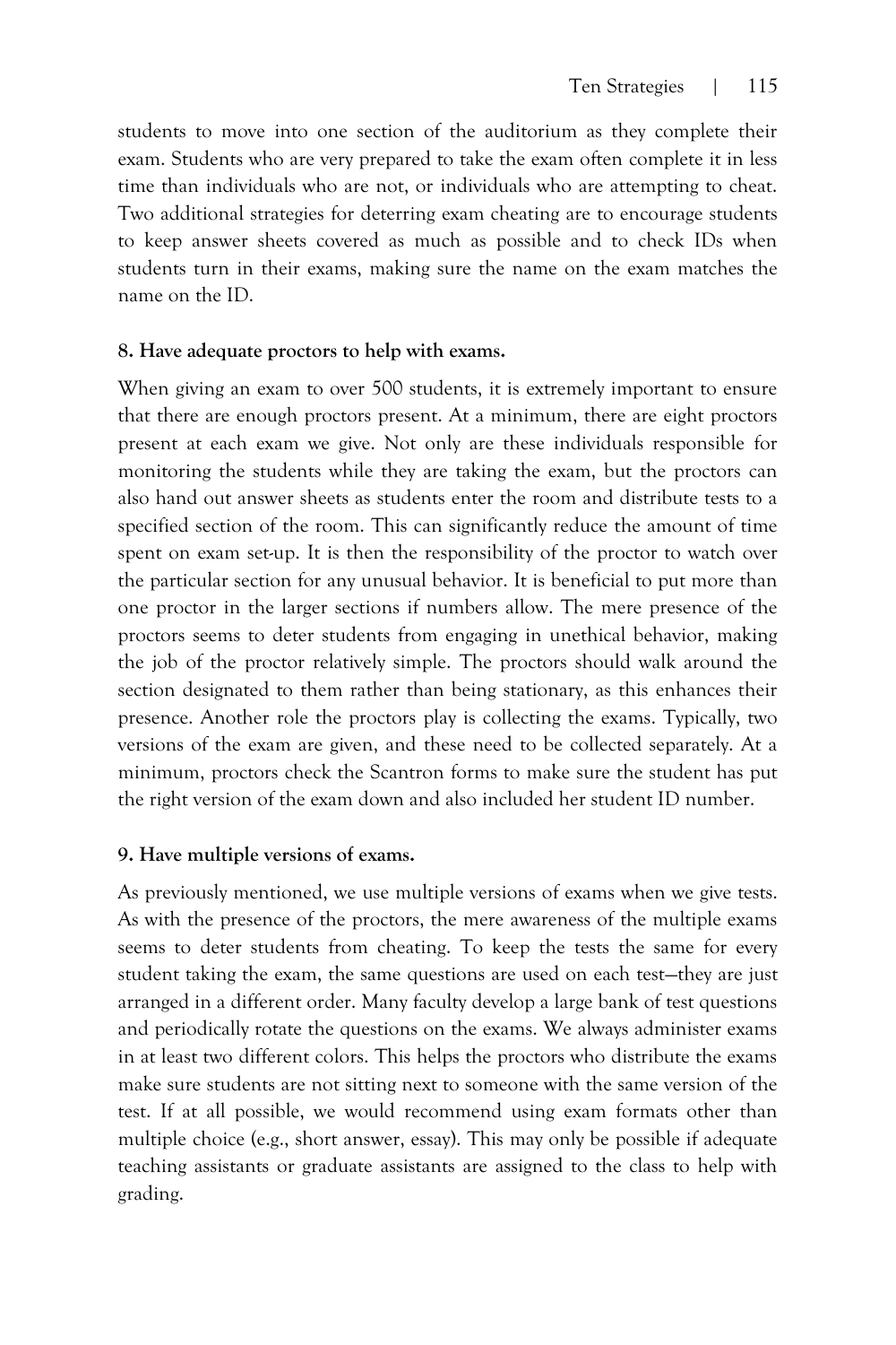students to move into one section of the auditorium as they complete their exam. Students who are very prepared to take the exam often complete it in less time than individuals who are not, or individuals who are attempting to cheat. Two additional strategies for deterring exam cheating are to encourage students to keep answer sheets covered as much as possible and to check IDs when students turn in their exams, making sure the name on the exam matches the name on the ID.

**8. Have adequate proctors to help with exams.**

When giving an exam to over 500 students, it is extremely important to ensure that there are enough proctors present. At a minimum, there are eight proctors present at each exam we give. Not only are these individuals responsible for monitoring the students while they are taking the exam, but the proctors can also hand out answer sheets as students enter the room and distribute tests to a specified section of the room. This can significantly reduce the amount of time spent on exam set-up. It is then the responsibility of the proctor to watch over the particular section for any unusual behavior. It is beneficial to put more than one proctor in the larger sections if numbers allow. The mere presence of the proctors seems to deter students from engaging in unethical behavior, making the job of the proctor relatively simple. The proctors should walk around the section designated to them rather than being stationary, as this enhances their presence. Another role the proctors play is collecting the exams. Typically, two versions of the exam are given, and these need to be collected separately. At a minimum, proctors check the Scantron forms to make sure the student has put the right version of the exam down and also included her student ID number.

**9. Have multiple versions of exams.**

As previously mentioned, we use multiple versions of exams when we give tests. As with the presence of the proctors, the mere awareness of the multiple exams seems to deter students from cheating. To keep the tests the same for every student taking the exam, the same questions are used on each test—they are just arranged in a different order. Many faculty develop a large bank of test questions and periodically rotate the questions on the exams. We always administer exams in at least two different colors. This helps the proctors who distribute the exams make sure students are not sitting next to someone with the same version of the test. If at all possible, we would recommend using exam formats other than multiple choice (e.g., short answer, essay). This may only be possible if adequate teaching assistants or graduate assistants are assigned to the class to help with grading.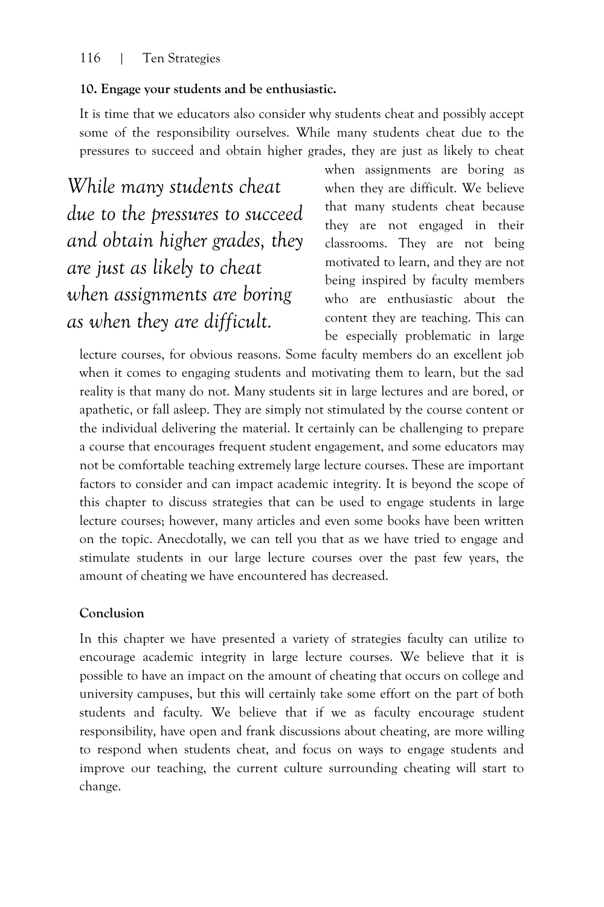**10. Engage your students and be enthusiastic.**

It is time that we educators also consider why students cheat and possibly accept some of the responsibility ourselves. While many students cheat due to the pressures to succeed and obtain higher grades, they are just as likely to cheat when assignments are boring as when they are difficult. We believe that many students cheat because they are not engaged in their classrooms. They are not being motivated to learn, and they are not being inspired by faculty members who are enthusiastic about the content they are teaching. This can be especially problematic in large lecture courses, for obvious reasons. Some faculty members do an excellent job when it comes to engaging students and motivating them to learn, but the sad reality is that many do not. Many students sit in large lectures and are bored, or apathetic, or fall asleep. They are simply not stimulated by the course content or the individual delivering the material. It certainly can be challenging to prepare a course that encourages frequent student engagement, and some educators may not be comfortable teaching extremely large lecture courses. These are important factors to consider and can impact academic integrity. It is beyond the scope of this chapter to discuss strategies that can be used to engage students in large lecture courses; however, many articles and even some books have been written on the topic. Anecdotally, we can tell you that as we have tried to engage and stimulate students in our large lecture courses over the past few years, the amount of cheating we have encountered has decreased.

> *While many students cheat due to the pressures to succeed and obtain higher grades, they are just as likely to cheat when assignments are boring as when they are difficult.*

**Conclusion**

In this chapter we have presented a variety of strategies faculty can utilize to encourage academic integrity in large lecture courses. We believe that it is possible to have an impact on the amount of cheating that occurs on college and university campuses, but this will certainly take some effort on the part of both students and faculty. We believe that if we as faculty encourage student responsibility, have open and frank discussions about cheating, are more willing to respond when students cheat, and focus on ways to engage students and improve our teaching, the current culture surrounding cheating will start to change.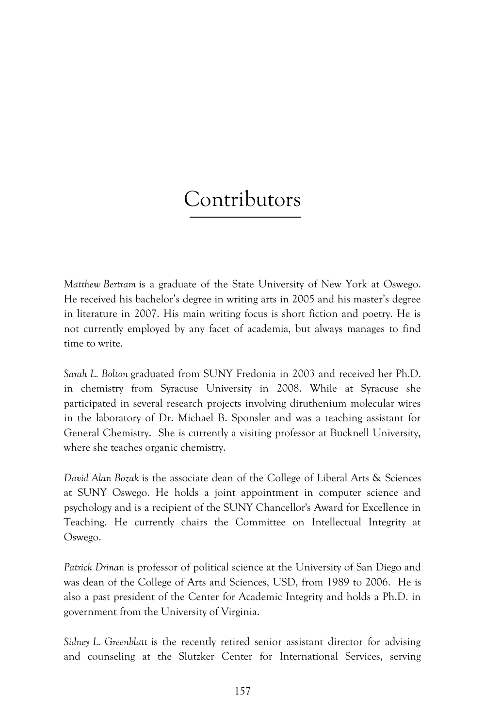# Contributors

*Matthew Bertram* is a graduate of the State University of New York at Oswego. He received his bachelor's degree in writing arts in 2005 and his master's degree in literature in 2007. His main writing focus is short fiction and poetry. He is not currently employed by any facet of academia, but always manages to find time to write.

*Sarah L. Bolton* graduated from SUNY Fredonia in 2003 and received her Ph.D. in chemistry from Syracuse University in 2008. While at Syracuse she participated in several research projects involving diruthenium molecular wires in the laboratory of Dr. Michael B. Sponsler and was a teaching assistant for General Chemistry. She is currently a visiting professor at Bucknell University, where she teaches organic chemistry.

*David Alan Bozak* is the associate dean of the College of Liberal Arts & Sciences at SUNY Oswego. He holds a joint appointment in computer science and psychology and is a recipient of the SUNY Chancellor's Award for Excellence in Teaching. He currently chairs the Committee on Intellectual Integrity at Oswego.

*Patrick Drinan* is professor of political science at the University of San Diego and was dean of the College of Arts and Sciences, USD, from 1989 to 2006. He is also a past president of the Center for Academic Integrity and holds a Ph.D. in government from the University of Virginia.

*Sidney L. Greenblatt* is the recently retired senior assistant director for advising and counseling at the Slutzker Center for International Services, serving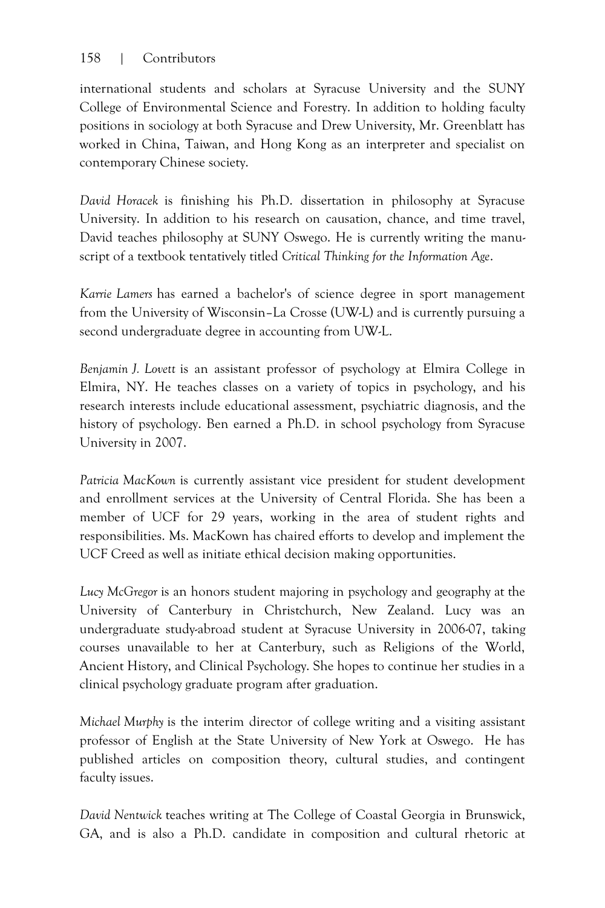international students and scholars at Syracuse University and the SUNY College of Environmental Science and Forestry. In addition to holding faculty positions in sociology at both Syracuse and Drew University, Mr. Greenblatt has worked in China, Taiwan, and Hong Kong as an interpreter and specialist on contemporary Chinese society.

*David Horacek* is finishing his Ph.D. dissertation in philosophy at Syracuse University. In addition to his research on causation, chance, and time travel, David teaches philosophy at SUNY Oswego. He is currently writing the manuscript of a textbook tentatively titled *Critical Thinking for the Information Age*.

*Karrie Lamers* has earned a bachelor's of science degree in sport management from the University of Wisconsin–La Crosse (UW-L) and is currently pursuing a second undergraduate degree in accounting from UW-L.

*Benjamin J. Lovett* is an assistant professor of psychology at Elmira College in Elmira, NY. He teaches classes on a variety of topics in psychology, and his research interests include educational assessment, psychiatric diagnosis, and the history of psychology. Ben earned a Ph.D. in school psychology from Syracuse University in 2007.

*Patricia MacKown* is currently assistant vice president for student development and enrollment services at the University of Central Florida. She has been a member of UCF for 29 years, working in the area of student rights and responsibilities. Ms. MacKown has chaired efforts to develop and implement the UCF Creed as well as initiate ethical decision making opportunities.

*Lucy McGregor* is an honors student majoring in psychology and geography at the University of Canterbury in Christchurch, New Zealand. Lucy was an undergraduate study-abroad student at Syracuse University in 2006-07, taking courses unavailable to her at Canterbury, such as Religions of the World, Ancient History, and Clinical Psychology. She hopes to continue her studies in a clinical psychology graduate program after graduation.

*Michael Murphy* is the interim director of college writing and a visiting assistant professor of English at the State University of New York at Oswego. He has published articles on composition theory, cultural studies, and contingent faculty issues.

*David Nentwick* teaches writing at The College of Coastal Georgia in Brunswick, GA, and is also a Ph.D. candidate in composition and cultural rhetoric at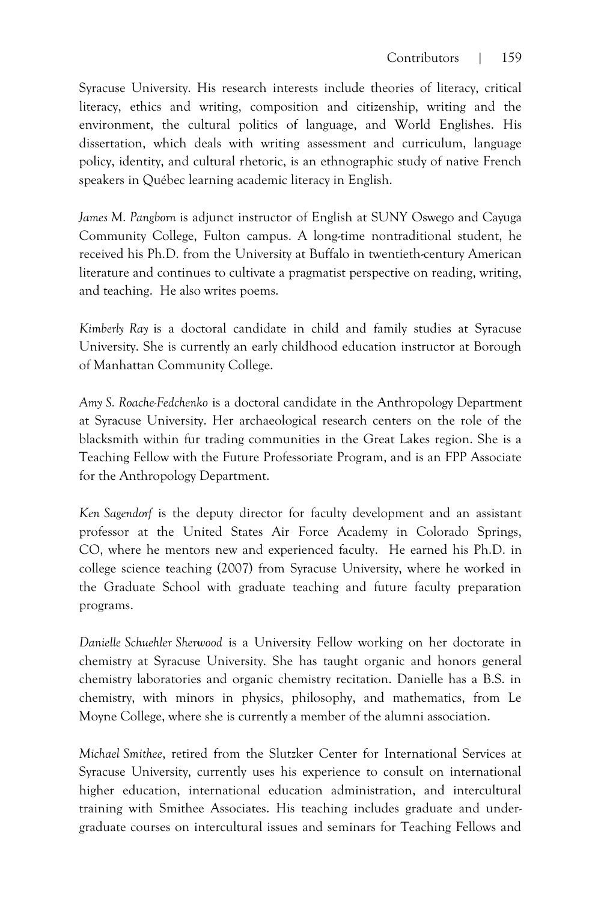Syracuse University. His research interests include theories of literacy, critical literacy, ethics and writing, composition and citizenship, writing and the environment, the cultural politics of language, and World Englishes. His dissertation, which deals with writing assessment and curriculum, language policy, identity, and cultural rhetoric, is an ethnographic study of native French speakers in Québec learning academic literacy in English.

*James M. Pangborn* is adjunct instructor of English at SUNY Oswego and Cayuga Community College, Fulton campus. A long-time nontraditional student, he received his Ph.D. from the University at Buffalo in twentieth-century American literature and continues to cultivate a pragmatist perspective on reading, writing, and teaching. He also writes poems.

*Kimberly Ray* is a doctoral candidate in child and family studies at Syracuse University. She is currently an early childhood education instructor at Borough of Manhattan Community College.

*Amy S. Roache-Fedchenko* is a doctoral candidate in the Anthropology Department at Syracuse University. Her archaeological research centers on the role of the blacksmith within fur trading communities in the Great Lakes region. She is a Teaching Fellow with the Future Professoriate Program, and is an FPP Associate for the Anthropology Department.

*Ken Sagendorf* is the deputy director for faculty development and an assistant professor at the United States Air Force Academy in Colorado Springs, CO, where he mentors new and experienced faculty. He earned his Ph.D. in college science teaching (2007) from Syracuse University, where he worked in the Graduate School with graduate teaching and future faculty preparation programs.

*Danielle Schuehler Sherwood* is a University Fellow working on her doctorate in chemistry at Syracuse University. She has taught organic and honors general chemistry laboratories and organic chemistry recitation. Danielle has a B.S. in chemistry, with minors in physics, philosophy, and mathematics, from Le Moyne College, where she is currently a member of the alumni association.

*Michael Smithee*, retired from the Slutzker Center for International Services at Syracuse University, currently uses his experience to consult on international higher education, international education administration, and intercultural training with Smithee Associates. His teaching includes graduate and under-graduate courses on intercultural issues and seminars for Teaching Fellows and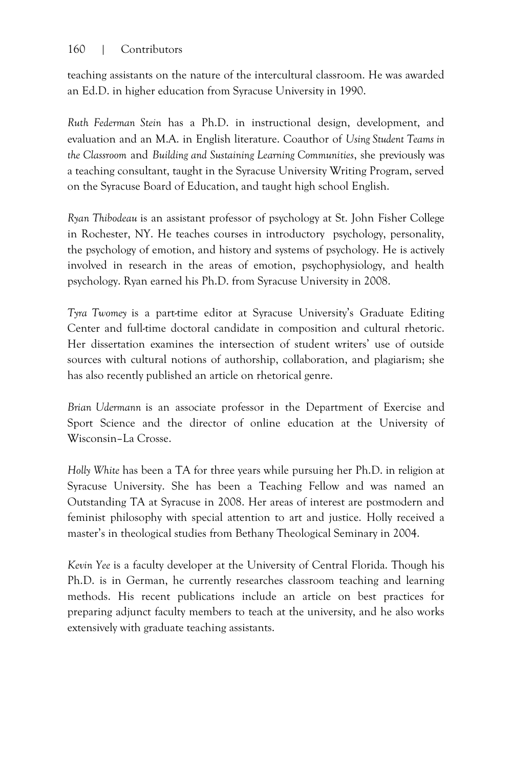teaching assistants on the nature of the intercultural classroom. He was awarded an Ed.D. in higher education from Syracuse University in 1990.

*Ruth Federman Stein* has a Ph.D. in instructional design, development, and evaluation and an M.A. in English literature. Coauthor of *Using Student Teams in the Classroom* and *Building and Sustaining Learning Communities*, she previously was a teaching consultant, taught in the Syracuse University Writing Program, served on the Syracuse Board of Education, and taught high school English.

*Ryan Thibodeau* is an assistant professor of psychology at St. John Fisher College in Rochester, NY. He teaches courses in introductory psychology, personality, the psychology of emotion, and history and systems of psychology. He is actively involved in research in the areas of emotion, psychophysiology, and health psychology. Ryan earned his Ph.D. from Syracuse University in 2008.

*Tyra Twomey* is a part-time editor at Syracuse University's Graduate Editing Center and full-time doctoral candidate in composition and cultural rhetoric. Her dissertation examines the intersection of student writers' use of outside sources with cultural notions of authorship, collaboration, and plagiarism; she has also recently published an article on rhetorical genre.

*Brian Udermann* is an associate professor in the Department of Exercise and Sport Science and the director of online education at the University of Wisconsin–La Crosse.

*Holly White* has been a TA for three years while pursuing her Ph.D. in religion at Syracuse University. She has been a Teaching Fellow and was named an Outstanding TA at Syracuse in 2008. Her areas of interest are postmodern and feminist philosophy with special attention to art and justice. Holly received a master's in theological studies from Bethany Theological Seminary in 2004.

*Kevin Yee* is a faculty developer at the University of Central Florida. Though his Ph.D. is in German, he currently researches classroom teaching and learning methods. His recent publications include an article on best practices for preparing adjunct faculty members to teach at the university, and he also works extensively with graduate teaching assistants.